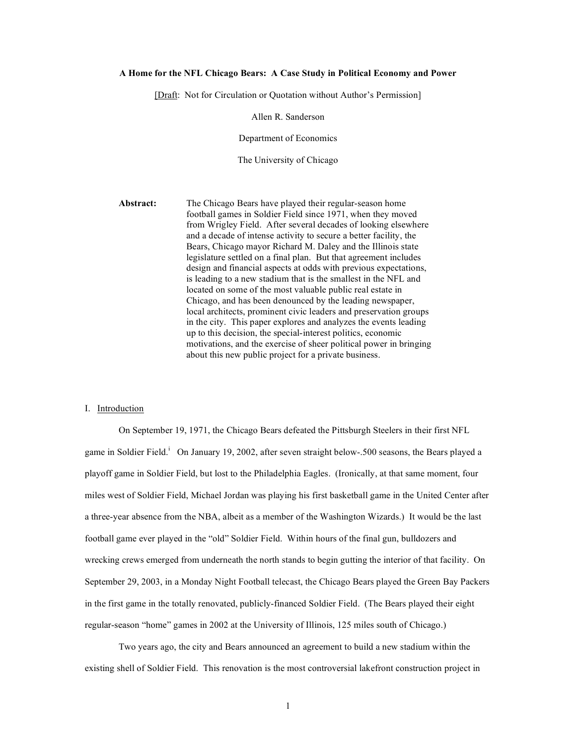**A Home for the NFL Chicago Bears: A Case Study in Political Economy and Power**

[Draft: Not for Circulation or Quotation without Author's Permission]

Allen R. Sanderson

Department of Economics

The University of Chicago

**Abstract:** The Chicago Bears have played their regular-season home football games in Soldier Field since 1971, when they moved from Wrigley Field. After several decades of looking elsewhere and a decade of intense activity to secure a better facility, the Bears, Chicago mayor Richard M. Daley and the Illinois state legislature settled on a final plan. But that agreement includes design and financial aspects at odds with previous expectations, is leading to a new stadium that is the smallest in the NFL and located on some of the most valuable public real estate in Chicago, and has been denounced by the leading newspaper, local architects, prominent civic leaders and preservation groups in the city. This paper explores and analyzes the events leading up to this decision, the special-interest politics, economic motivations, and the exercise of sheer political power in bringing about this new public project for a private business.

## I. Introduction

On September 19, 1971, the Chicago Bears defeated the Pittsburgh Steelers in their first NFL game in Soldier Field.[i] On January 19, 2002, after seven straight below-.500 seasons, the Bears played a playoff game in Soldier Field, but lost to the Philadelphia Eagles. (Ironically, at that same moment, four miles west of Soldier Field, Michael Jordan was playing his first basketball game in the United Center after a three-year absence from the NBA, albeit as a member of the Washington Wizards.) It would be the last football game ever played in the "old" Soldier Field. Within hours of the final gun, bulldozers and wrecking crews emerged from underneath the north stands to begin gutting the interior of that facility. On September 29, 2003, in a Monday Night Football telecast, the Chicago Bears played the Green Bay Packers in the first game in the totally renovated, publicly-financed Soldier Field. (The Bears played their eight regular-season "home" games in 2002 at the University of Illinois, 125 miles south of Chicago.)

Two years ago, the city and Bears announced an agreement to build a new stadium within the existing shell of Soldier Field. This renovation is the most controversial lakefront construction project in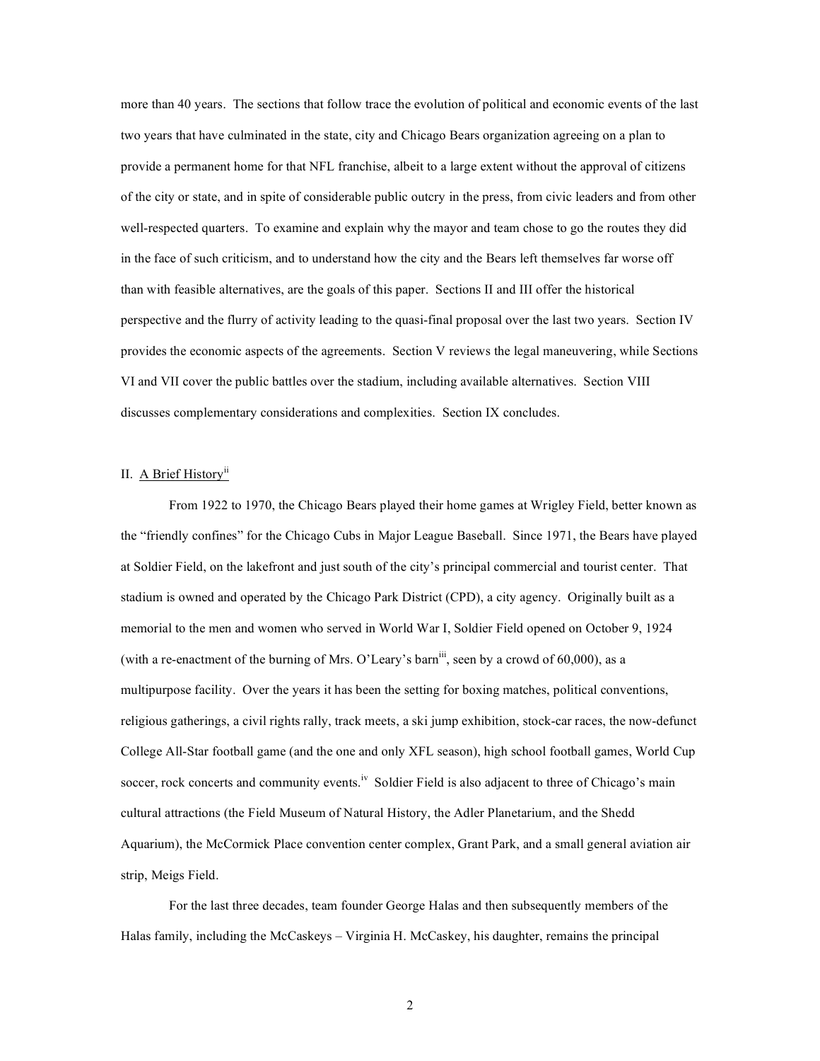more than 40 years. The sections that follow trace the evolution of political and economic events of the last two years that have culminated in the state, city and Chicago Bears organization agreeing on a plan to provide a permanent home for that NFL franchise, albeit to a large extent without the approval of citizens of the city or state, and in spite of considerable public outcry in the press, from civic leaders and from other well-respected quarters. To examine and explain why the mayor and team chose to go the routes they did in the face of such criticism, and to understand how the city and the Bears left themselves far worse off than with feasible alternatives, are the goals of this paper. Sections II and III offer the historical perspective and the flurry of activity leading to the quasi-final proposal over the last two years. Section IV provides the economic aspects of the agreements. Section V reviews the legal maneuvering, while Sections VI and VII cover the public battles over the stadium, including available alternatives. Section VIII discusses complementary considerations and complexities. Section IX concludes.

## II. A Brief History[ii]

From 1922 to 1970, the Chicago Bears played their home games at Wrigley Field, better known as the "friendly confines" for the Chicago Cubs in Major League Baseball. Since 1971, the Bears have played at Soldier Field, on the lakefront and just south of the city's principal commercial and tourist center. That stadium is owned and operated by the Chicago Park District (CPD), a city agency. Originally built as a memorial to the men and women who served in World War I, Soldier Field opened on October 9, 1924 (with a re-enactment of the burning of Mrs. O'Leary's barn[iii], seen by a crowd of 60,000), as a multipurpose facility. Over the years it has been the setting for boxing matches, political conventions, religious gatherings, a civil rights rally, track meets, a ski jump exhibition, stock-car races, the now-defunct College All-Star football game (and the one and only XFL season), high school football games, World Cup soccer, rock concerts and community events.[iv] Soldier Field is also adjacent to three of Chicago's main cultural attractions (the Field Museum of Natural History, the Adler Planetarium, and the Shedd Aquarium), the McCormick Place convention center complex, Grant Park, and a small general aviation air strip, Meigs Field.

For the last three decades, team founder George Halas and then subsequently members of the Halas family, including the McCaskeys – Virginia H. McCaskey, his daughter, remains the principal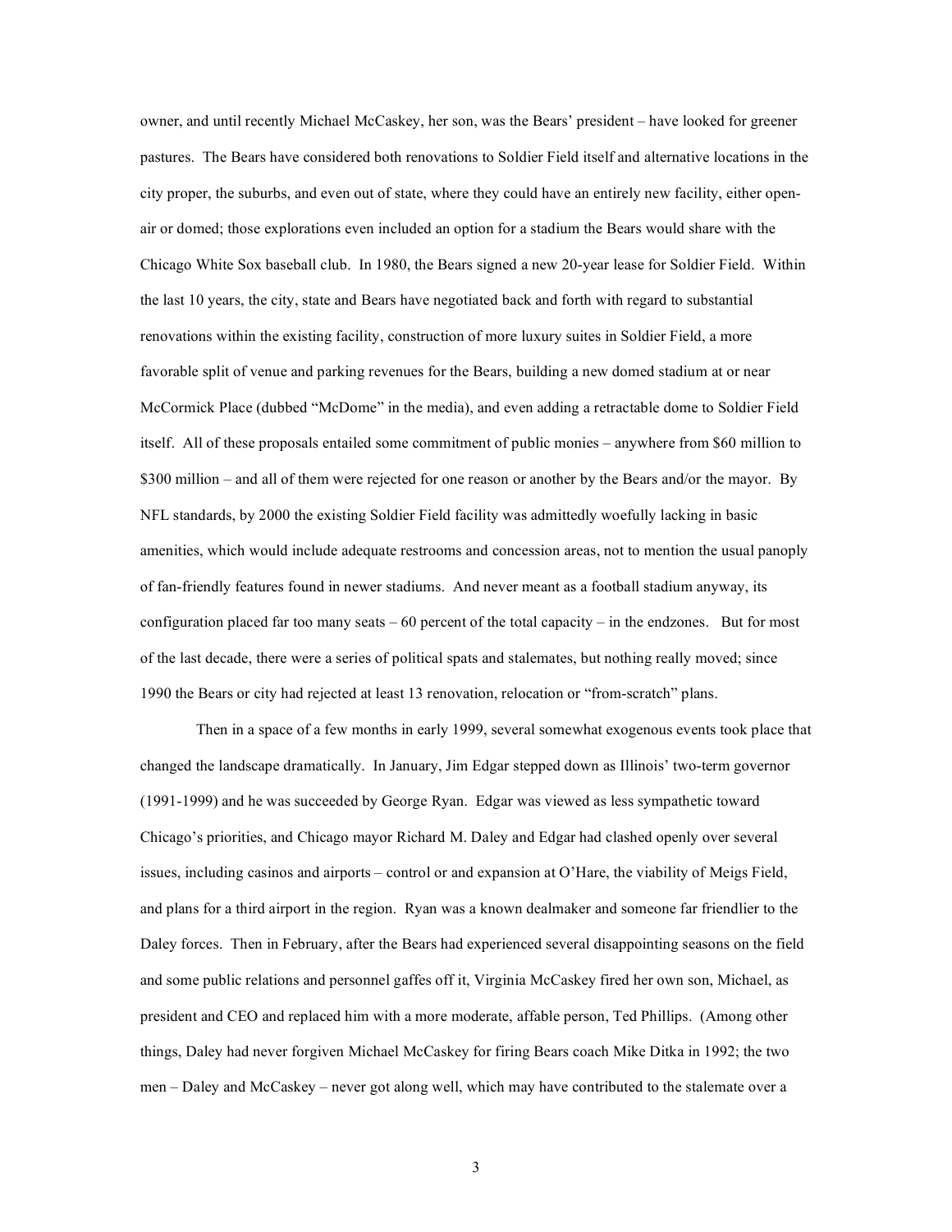owner, and until recently Michael McCaskey, her son, was the Bears' president – have looked for greener pastures. The Bears have considered both renovations to Soldier Field itself and alternative locations in the city proper, the suburbs, and even out of state, where they could have an entirely new facility, either open-air or domed; those explorations even included an option for a stadium the Bears would share with the Chicago White Sox baseball club. In 1980, the Bears signed a new 20-year lease for Soldier Field. Within the last 10 years, the city, state and Bears have negotiated back and forth with regard to substantial renovations within the existing facility, construction of more luxury suites in Soldier Field, a more favorable split of venue and parking revenues for the Bears, building a new domed stadium at or near McCormick Place (dubbed "McDome" in the media), and even adding a retractable dome to Soldier Field itself. All of these proposals entailed some commitment of public monies – anywhere from $60 million to $300 million – and all of them were rejected for one reason or another by the Bears and/or the mayor. By NFL standards, by 2000 the existing Soldier Field facility was admittedly woefully lacking in basic amenities, which would include adequate restrooms and concession areas, not to mention the usual panoply of fan-friendly features found in newer stadiums. And never meant as a football stadium anyway, its configuration placed far too many seats – 60 percent of the total capacity – in the endzones. But for most of the last decade, there were a series of political spats and stalemates, but nothing really moved; since 1990 the Bears or city had rejected at least 13 renovation, relocation or "from-scratch" plans.

Then in a space of a few months in early 1999, several somewhat exogenous events took place that changed the landscape dramatically. In January, Jim Edgar stepped down as Illinois' two-term governor (1991-1999) and he was succeeded by George Ryan. Edgar was viewed as less sympathetic toward Chicago's priorities, and Chicago mayor Richard M. Daley and Edgar had clashed openly over several issues, including casinos and airports – control or and expansion at O'Hare, the viability of Meigs Field, and plans for a third airport in the region. Ryan was a known dealmaker and someone far friendlier to the Daley forces. Then in February, after the Bears had experienced several disappointing seasons on the field and some public relations and personnel gaffes off it, Virginia McCaskey fired her own son, Michael, as president and CEO and replaced him with a more moderate, affable person, Ted Phillips. (Among other things, Daley had never forgiven Michael McCaskey for firing Bears coach Mike Ditka in 1992; the two men – Daley and McCaskey – never got along well, which may have contributed to the stalemate over a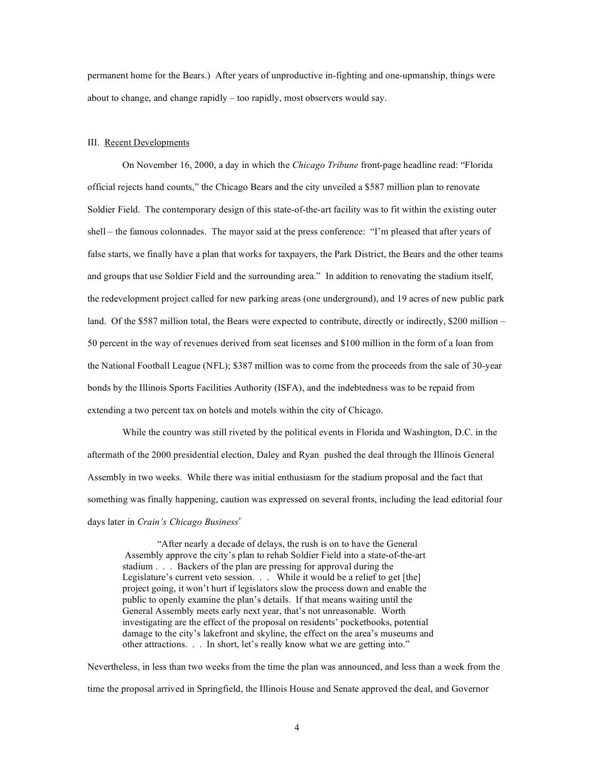permanent home for the Bears.) After years of unproductive in-fighting and one-upmanship, things were about to change, and change rapidly – too rapidly, most observers would say.

## III. Recent Developments

On November 16, 2000, a day in which the *Chicago Tribune* front-page headline read: "Florida official rejects hand counts," the Chicago Bears and the city unveiled a $587 million plan to renovate Soldier Field. The contemporary design of this state-of-the-art facility was to fit within the existing outer shell – the famous colonnades. The mayor said at the press conference: "I'm pleased that after years of false starts, we finally have a plan that works for taxpayers, the Park District, the Bears and the other teams and groups that use Soldier Field and the surrounding area." In addition to renovating the stadium itself, the redevelopment project called for new parking areas (one underground), and 19 acres of new public park land. Of the $587 million total, the Bears were expected to contribute, directly or indirectly, $200 million – 50 percent in the way of revenues derived from seat licenses and $100 million in the form of a loan from the National Football League (NFL); $387 million was to come from the proceeds from the sale of 30-year bonds by the Illinois Sports Facilities Authority (ISFA), and the indebtedness was to be repaid from extending a two percent tax on hotels and motels within the city of Chicago.

While the country was still riveted by the political events in Florida and Washington, D.C. in the aftermath of the 2000 presidential election, Daley and Ryan pushed the deal through the Illinois General Assembly in two weeks. While there was initial enthusiasm for the stadium proposal and the fact that something was finally happening, caution was expressed on several fronts, including the lead editorial four days later in *Crain's Chicago Business*[v]

> "After nearly a decade of delays, the rush is on to have the General Assembly approve the city's plan to rehab Soldier Field into a state-of-the-art stadium . . . Backers of the plan are pressing for approval during the Legislature's current veto session. . . While it would be a relief to get [the] project going, it won't hurt if legislators slow the process down and enable the public to openly examine the plan's details. If that means waiting until the General Assembly meets early next year, that's not unreasonable. Worth investigating are the effect of the proposal on residents' pocketbooks, potential damage to the city's lakefront and skyline, the effect on the area's museums and other attractions. . . In short, let's really know what we are getting into."

Nevertheless, in less than two weeks from the time the plan was announced, and less than a week from the time the proposal arrived in Springfield, the Illinois House and Senate approved the deal, and Governor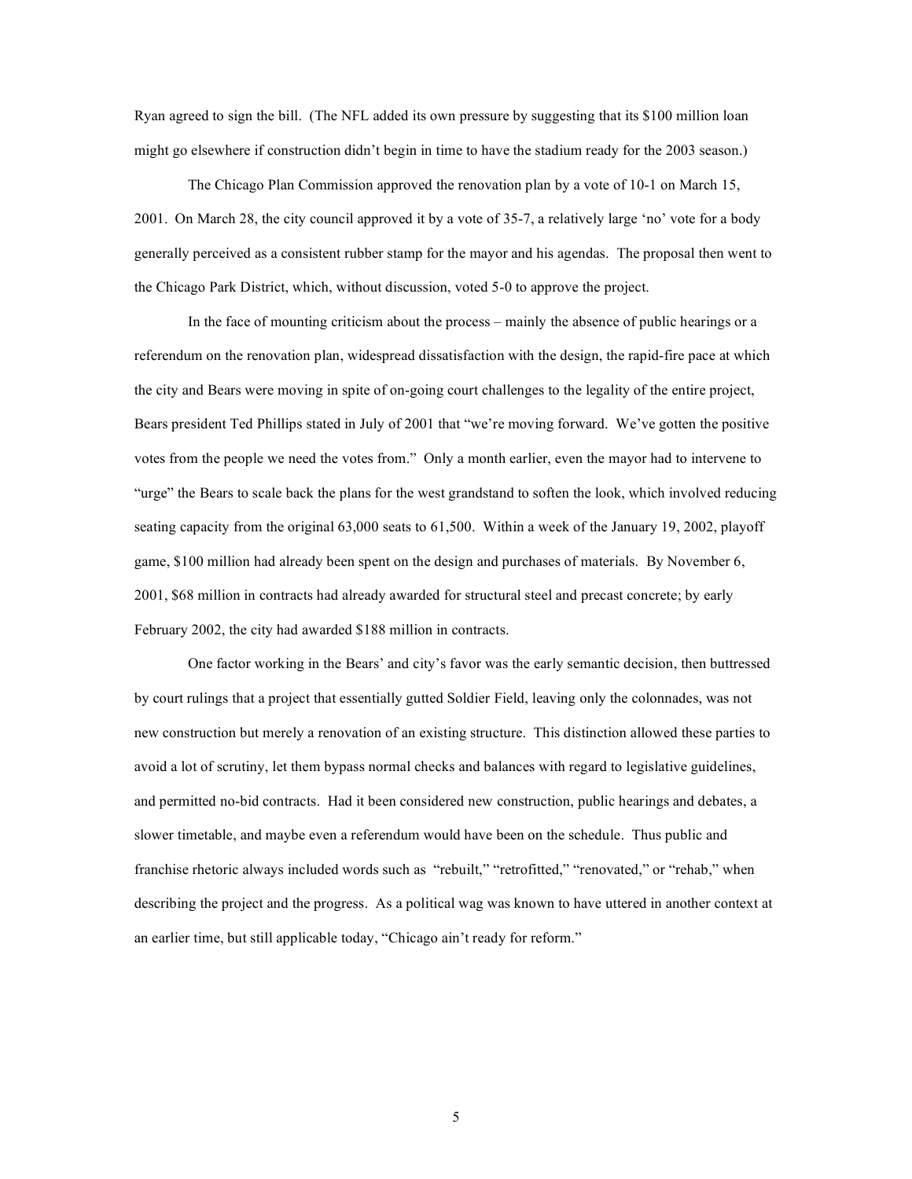Ryan agreed to sign the bill. (The NFL added its own pressure by suggesting that its $100 million loan might go elsewhere if construction didn't begin in time to have the stadium ready for the 2003 season.)

The Chicago Plan Commission approved the renovation plan by a vote of 10-1 on March 15, 2001. On March 28, the city council approved it by a vote of 35-7, a relatively large 'no' vote for a body generally perceived as a consistent rubber stamp for the mayor and his agendas. The proposal then went to the Chicago Park District, which, without discussion, voted 5-0 to approve the project.

In the face of mounting criticism about the process – mainly the absence of public hearings or a referendum on the renovation plan, widespread dissatisfaction with the design, the rapid-fire pace at which the city and Bears were moving in spite of on-going court challenges to the legality of the entire project, Bears president Ted Phillips stated in July of 2001 that "we're moving forward. We've gotten the positive votes from the people we need the votes from." Only a month earlier, even the mayor had to intervene to "urge" the Bears to scale back the plans for the west grandstand to soften the look, which involved reducing seating capacity from the original 63,000 seats to 61,500. Within a week of the January 19, 2002, playoff game, $100 million had already been spent on the design and purchases of materials. By November 6, 2001, $68 million in contracts had already awarded for structural steel and precast concrete; by early February 2002, the city had awarded $188 million in contracts.

One factor working in the Bears' and city's favor was the early semantic decision, then buttressed by court rulings that a project that essentially gutted Soldier Field, leaving only the colonnades, was not new construction but merely a renovation of an existing structure. This distinction allowed these parties to avoid a lot of scrutiny, let them bypass normal checks and balances with regard to legislative guidelines, and permitted no-bid contracts. Had it been considered new construction, public hearings and debates, a slower timetable, and maybe even a referendum would have been on the schedule. Thus public and franchise rhetoric always included words such as "rebuilt," "retrofitted," "renovated," or "rehab," when describing the project and the progress. As a political wag was known to have uttered in another context at an earlier time, but still applicable today, "Chicago ain't ready for reform."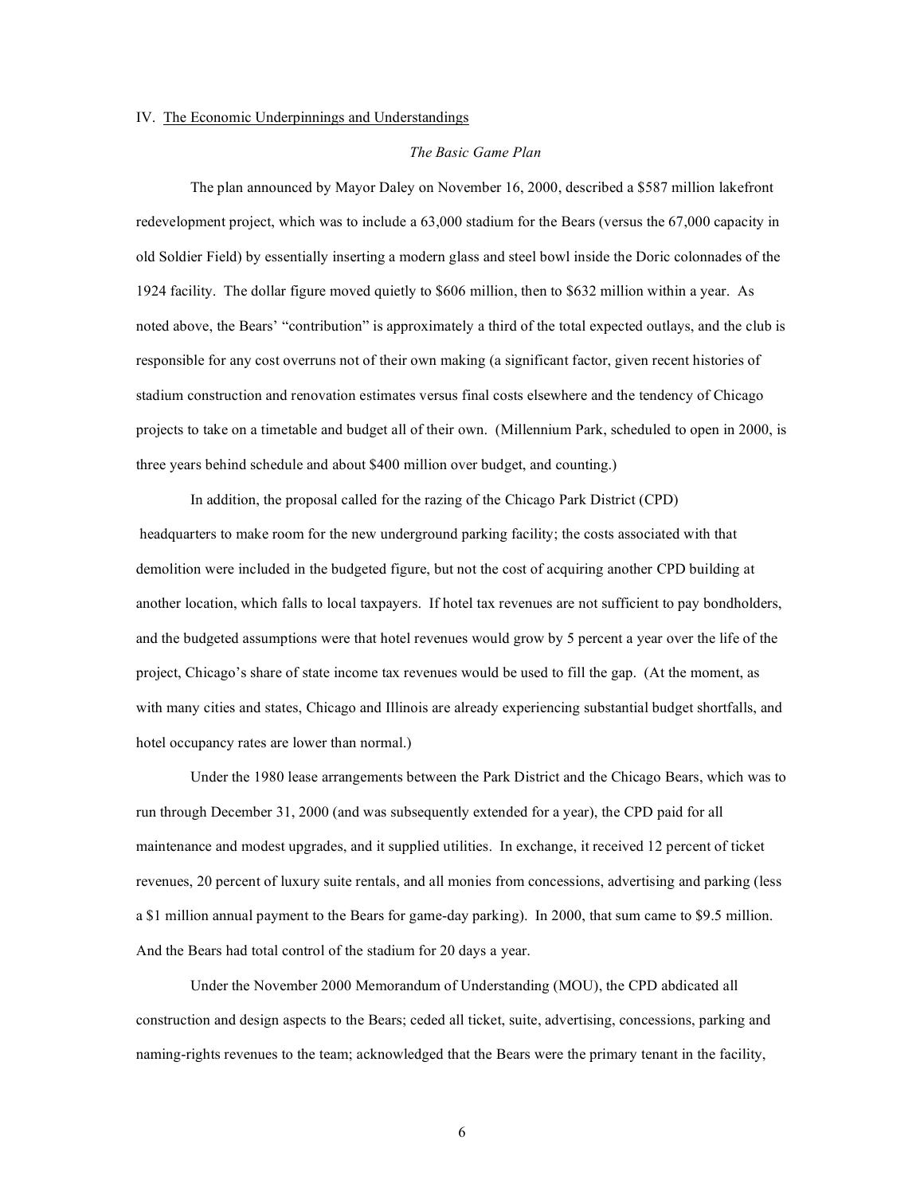IV. The Economic Underpinnings and Understandings

*The Basic Game Plan*

The plan announced by Mayor Daley on November 16, 2000, described a $587 million lakefront redevelopment project, which was to include a 63,000 stadium for the Bears (versus the 67,000 capacity in old Soldier Field) by essentially inserting a modern glass and steel bowl inside the Doric colonnades of the 1924 facility. The dollar figure moved quietly to $606 million, then to $632 million within a year. As noted above, the Bears' "contribution" is approximately a third of the total expected outlays, and the club is responsible for any cost overruns not of their own making (a significant factor, given recent histories of stadium construction and renovation estimates versus final costs elsewhere and the tendency of Chicago projects to take on a timetable and budget all of their own. (Millennium Park, scheduled to open in 2000, is three years behind schedule and about $400 million over budget, and counting.)

In addition, the proposal called for the razing of the Chicago Park District (CPD) headquarters to make room for the new underground parking facility; the costs associated with that demolition were included in the budgeted figure, but not the cost of acquiring another CPD building at another location, which falls to local taxpayers. If hotel tax revenues are not sufficient to pay bondholders, and the budgeted assumptions were that hotel revenues would grow by 5 percent a year over the life of the project, Chicago's share of state income tax revenues would be used to fill the gap. (At the moment, as with many cities and states, Chicago and Illinois are already experiencing substantial budget shortfalls, and hotel occupancy rates are lower than normal.)

Under the 1980 lease arrangements between the Park District and the Chicago Bears, which was to run through December 31, 2000 (and was subsequently extended for a year), the CPD paid for all maintenance and modest upgrades, and it supplied utilities. In exchange, it received 12 percent of ticket revenues, 20 percent of luxury suite rentals, and all monies from concessions, advertising and parking (less a $1 million annual payment to the Bears for game-day parking). In 2000, that sum came to $9.5 million. And the Bears had total control of the stadium for 20 days a year.

Under the November 2000 Memorandum of Understanding (MOU), the CPD abdicated all construction and design aspects to the Bears; ceded all ticket, suite, advertising, concessions, parking and naming-rights revenues to the team; acknowledged that the Bears were the primary tenant in the facility,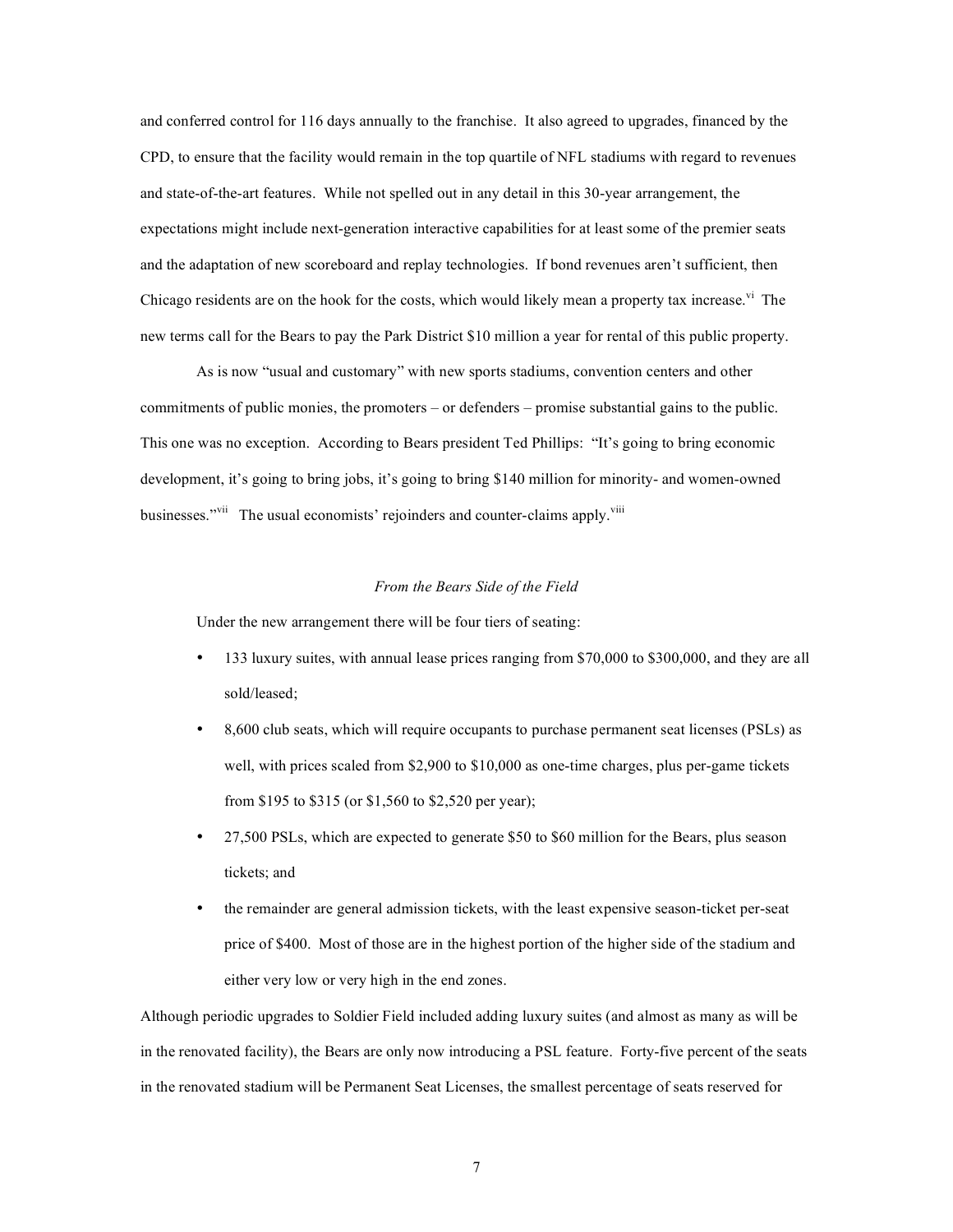and conferred control for 116 days annually to the franchise. It also agreed to upgrades, financed by the CPD, to ensure that the facility would remain in the top quartile of NFL stadiums with regard to revenues and state-of-the-art features. While not spelled out in any detail in this 30-year arrangement, the expectations might include next-generation interactive capabilities for at least some of the premier seats and the adaptation of new scoreboard and replay technologies. If bond revenues aren't sufficient, then Chicago residents are on the hook for the costs, which would likely mean a property tax increase.[vi] The new terms call for the Bears to pay the Park District $10 million a year for rental of this public property.

As is now "usual and customary" with new sports stadiums, convention centers and other commitments of public monies, the promoters – or defenders – promise substantial gains to the public. This one was no exception. According to Bears president Ted Phillips: "It's going to bring economic development, it's going to bring jobs, it's going to bring $140 million for minority- and women-owned businesses."[vii] The usual economists' rejoinders and counter-claims apply.[viii]

*From the Bears Side of the Field*

Under the new arrangement there will be four tiers of seating:

- 133 luxury suites, with annual lease prices ranging from $70,000 to $300,000, and they are all sold/leased;
- 8,600 club seats, which will require occupants to purchase permanent seat licenses (PSLs) as well, with prices scaled from $2,900 to $10,000 as one-time charges, plus per-game tickets from $195 to $315 (or $1,560 to $2,520 per year);
- 27,500 PSLs, which are expected to generate $50 to $60 million for the Bears, plus season tickets; and
- the remainder are general admission tickets, with the least expensive season-ticket per-seat price of $400. Most of those are in the highest portion of the higher side of the stadium and either very low or very high in the end zones.

Although periodic upgrades to Soldier Field included adding luxury suites (and almost as many as will be in the renovated facility), the Bears are only now introducing a PSL feature. Forty-five percent of the seats in the renovated stadium will be Permanent Seat Licenses, the smallest percentage of seats reserved for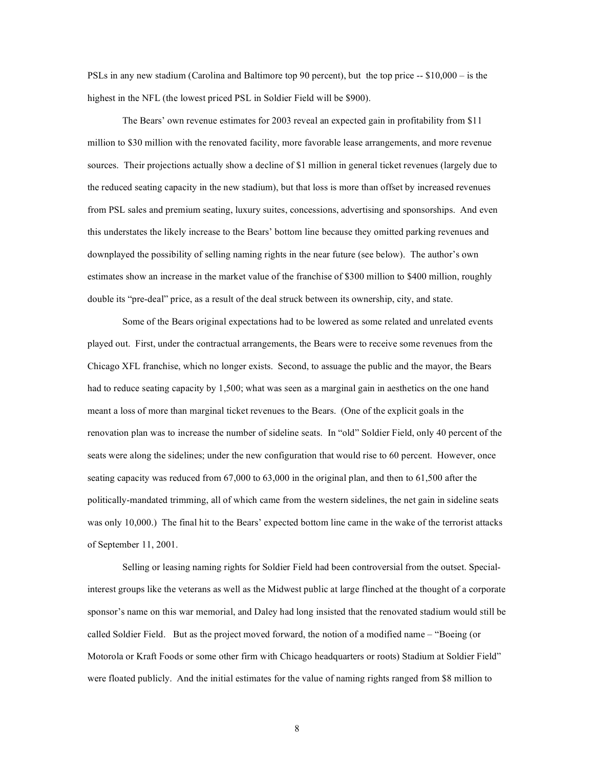PSLs in any new stadium (Carolina and Baltimore top 90 percent), but the top price -- $10,000 – is the highest in the NFL (the lowest priced PSL in Soldier Field will be $900).

The Bears' own revenue estimates for 2003 reveal an expected gain in profitability from $11 million to $30 million with the renovated facility, more favorable lease arrangements, and more revenue sources. Their projections actually show a decline of $1 million in general ticket revenues (largely due to the reduced seating capacity in the new stadium), but that loss is more than offset by increased revenues from PSL sales and premium seating, luxury suites, concessions, advertising and sponsorships. And even this understates the likely increase to the Bears' bottom line because they omitted parking revenues and downplayed the possibility of selling naming rights in the near future (see below). The author's own estimates show an increase in the market value of the franchise of $300 million to $400 million, roughly double its "pre-deal" price, as a result of the deal struck between its ownership, city, and state.

Some of the Bears original expectations had to be lowered as some related and unrelated events played out. First, under the contractual arrangements, the Bears were to receive some revenues from the Chicago XFL franchise, which no longer exists. Second, to assuage the public and the mayor, the Bears had to reduce seating capacity by 1,500; what was seen as a marginal gain in aesthetics on the one hand meant a loss of more than marginal ticket revenues to the Bears. (One of the explicit goals in the renovation plan was to increase the number of sideline seats. In "old" Soldier Field, only 40 percent of the seats were along the sidelines; under the new configuration that would rise to 60 percent. However, once seating capacity was reduced from 67,000 to 63,000 in the original plan, and then to 61,500 after the politically-mandated trimming, all of which came from the western sidelines, the net gain in sideline seats was only 10,000.) The final hit to the Bears' expected bottom line came in the wake of the terrorist attacks of September 11, 2001.

Selling or leasing naming rights for Soldier Field had been controversial from the outset. Special-interest groups like the veterans as well as the Midwest public at large flinched at the thought of a corporate sponsor's name on this war memorial, and Daley had long insisted that the renovated stadium would still be called Soldier Field. But as the project moved forward, the notion of a modified name – "Boeing (or Motorola or Kraft Foods or some other firm with Chicago headquarters or roots) Stadium at Soldier Field" were floated publicly. And the initial estimates for the value of naming rights ranged from $8 million to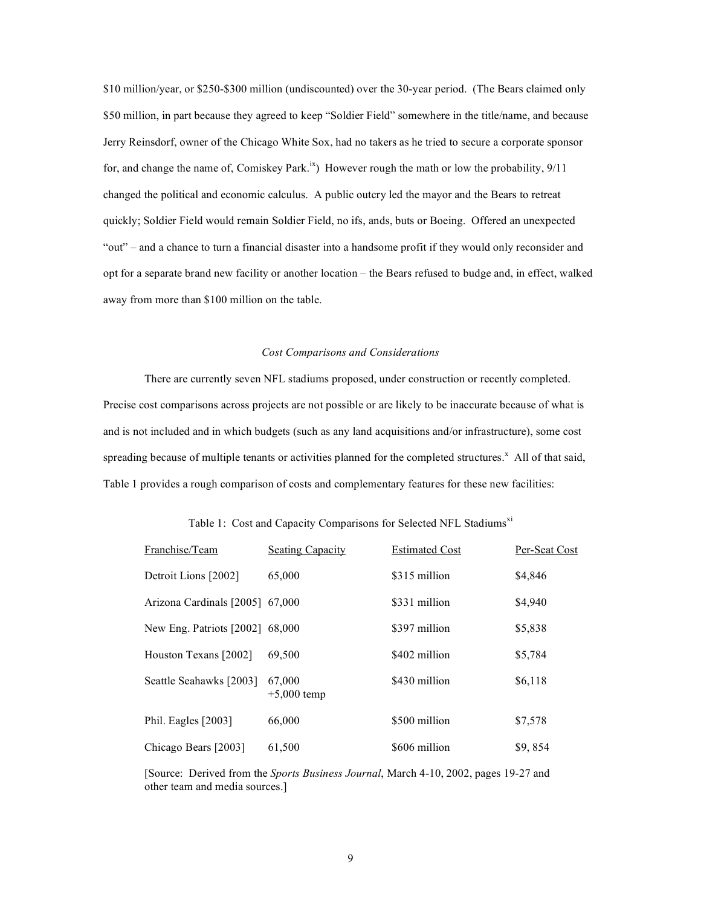$10 million/year, or $250-$300 million (undiscounted) over the 30-year period. (The Bears claimed only $50 million, in part because they agreed to keep "Soldier Field" somewhere in the title/name, and because Jerry Reinsdorf, owner of the Chicago White Sox, had no takers as he tried to secure a corporate sponsor for, and change the name of, Comiskey Park.[ix]) However rough the math or low the probability, 9/11 changed the political and economic calculus. A public outcry led the mayor and the Bears to retreat quickly; Soldier Field would remain Soldier Field, no ifs, ands, buts or Boeing. Offered an unexpected "out" – and a chance to turn a financial disaster into a handsome profit if they would only reconsider and opt for a separate brand new facility or another location – the Bears refused to budge and, in effect, walked away from more than $100 million on the table.

### *Cost Comparisons and Considerations*

There are currently seven NFL stadiums proposed, under construction or recently completed. Precise cost comparisons across projects are not possible or are likely to be inaccurate because of what is and is not included and in which budgets (such as any land acquisitions and/or infrastructure), some cost spreading because of multiple tenants or activities planned for the completed structures.[x] All of that said, Table 1 provides a rough comparison of costs and complementary features for these new facilities:

Table 1: Cost and Capacity Comparisons for Selected NFL Stadiums[xi]

| Franchise/Team | Seating Capacity | Estimated Cost | Per-Seat Cost |
|---|---|---|---|
| Detroit Lions [2002] | 65,000 | $315 million | $4,846 |
| Arizona Cardinals [2005] | 67,000 | $331 million | $4,940 |
| New Eng. Patriots [2002] | 68,000 | $397 million | $5,838 |
| Houston Texans [2002] | 69,500 | $402 million | $5,784 |
| Seattle Seahawks [2003] | 67,000 +5,000 temp | $430 million | $6,118 |
| Phil. Eagles [2003] | 66,000 | $500 million | $7,578 |
| Chicago Bears [2003] | 61,500 | $606 million | $9, 854 |

[Source: Derived from the *Sports Business Journal*, March 4-10, 2002, pages 19-27 and other team and media sources.]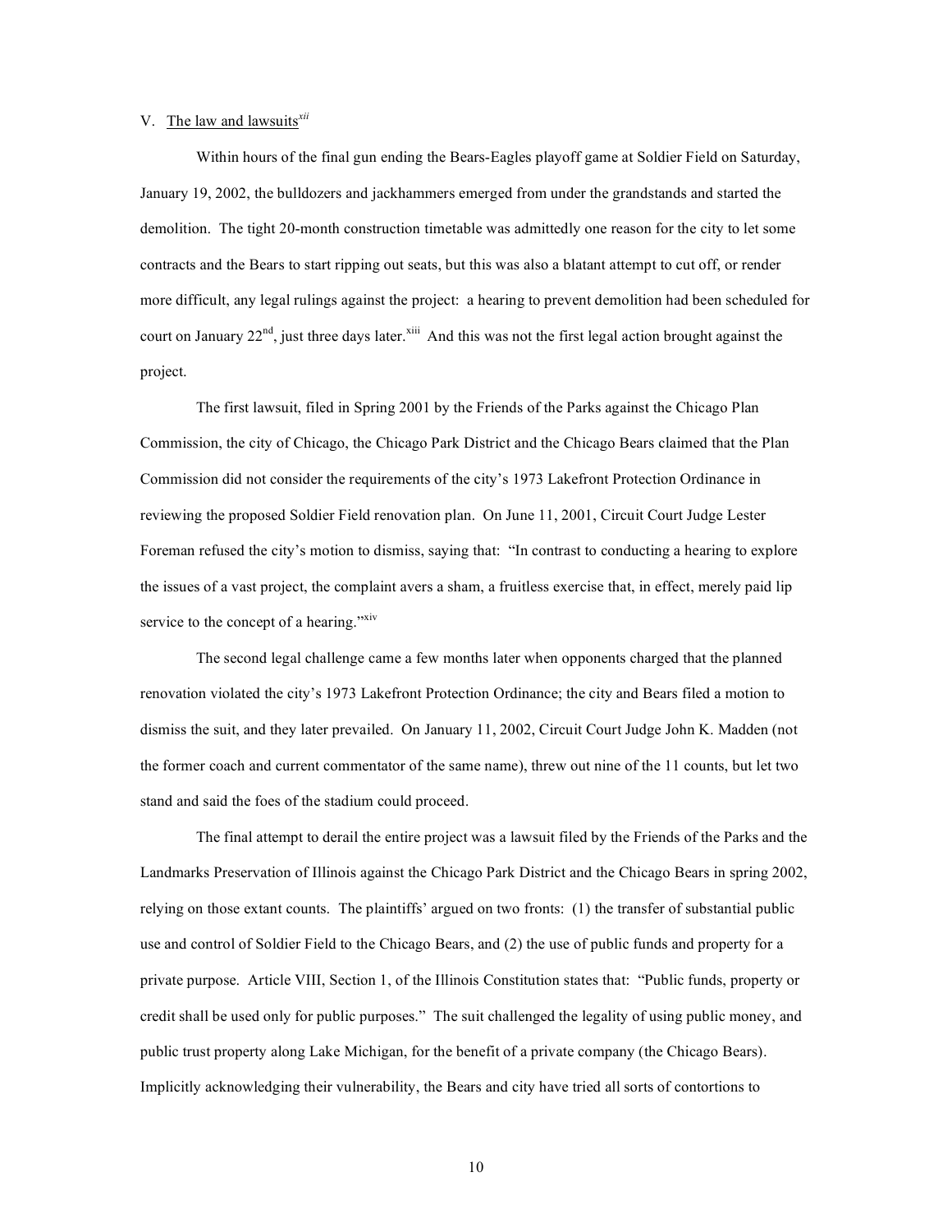V. The law and lawsuits[xii]

Within hours of the final gun ending the Bears-Eagles playoff game at Soldier Field on Saturday, January 19, 2002, the bulldozers and jackhammers emerged from under the grandstands and started the demolition. The tight 20-month construction timetable was admittedly one reason for the city to let some contracts and the Bears to start ripping out seats, but this was also a blatant attempt to cut off, or render more difficult, any legal rulings against the project: a hearing to prevent demolition had been scheduled for court on January 22nd, just three days later.[xiii] And this was not the first legal action brought against the project.

The first lawsuit, filed in Spring 2001 by the Friends of the Parks against the Chicago Plan Commission, the city of Chicago, the Chicago Park District and the Chicago Bears claimed that the Plan Commission did not consider the requirements of the city's 1973 Lakefront Protection Ordinance in reviewing the proposed Soldier Field renovation plan. On June 11, 2001, Circuit Court Judge Lester Foreman refused the city's motion to dismiss, saying that: "In contrast to conducting a hearing to explore the issues of a vast project, the complaint avers a sham, a fruitless exercise that, in effect, merely paid lip service to the concept of a hearing."[xiv]

The second legal challenge came a few months later when opponents charged that the planned renovation violated the city's 1973 Lakefront Protection Ordinance; the city and Bears filed a motion to dismiss the suit, and they later prevailed. On January 11, 2002, Circuit Court Judge John K. Madden (not the former coach and current commentator of the same name), threw out nine of the 11 counts, but let two stand and said the foes of the stadium could proceed.

The final attempt to derail the entire project was a lawsuit filed by the Friends of the Parks and the Landmarks Preservation of Illinois against the Chicago Park District and the Chicago Bears in spring 2002, relying on those extant counts. The plaintiffs' argued on two fronts: (1) the transfer of substantial public use and control of Soldier Field to the Chicago Bears, and (2) the use of public funds and property for a private purpose. Article VIII, Section 1, of the Illinois Constitution states that: "Public funds, property or credit shall be used only for public purposes." The suit challenged the legality of using public money, and public trust property along Lake Michigan, for the benefit of a private company (the Chicago Bears). Implicitly acknowledging their vulnerability, the Bears and city have tried all sorts of contortions to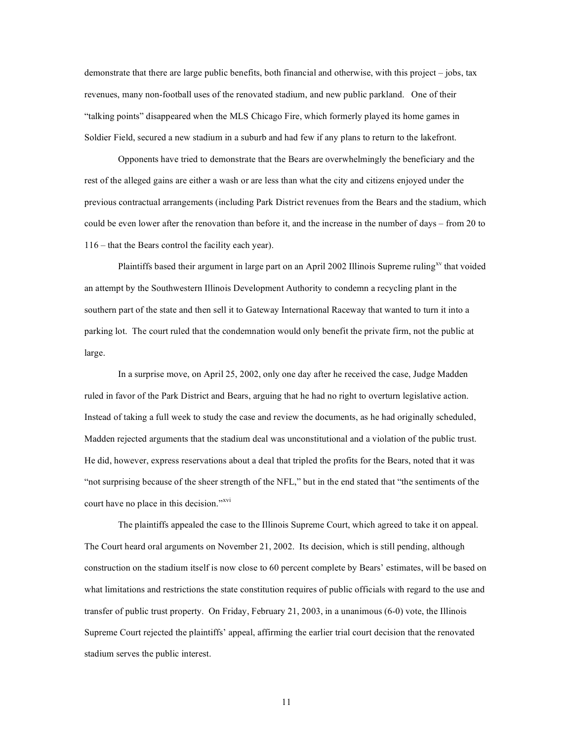demonstrate that there are large public benefits, both financial and otherwise, with this project – jobs, tax revenues, many non-football uses of the renovated stadium, and new public parkland. One of their "talking points" disappeared when the MLS Chicago Fire, which formerly played its home games in Soldier Field, secured a new stadium in a suburb and had few if any plans to return to the lakefront.

Opponents have tried to demonstrate that the Bears are overwhelmingly the beneficiary and the rest of the alleged gains are either a wash or are less than what the city and citizens enjoyed under the previous contractual arrangements (including Park District revenues from the Bears and the stadium, which could be even lower after the renovation than before it, and the increase in the number of days – from 20 to 116 – that the Bears control the facility each year).

Plaintiffs based their argument in large part on an April 2002 Illinois Supreme ruling[xv] that voided an attempt by the Southwestern Illinois Development Authority to condemn a recycling plant in the southern part of the state and then sell it to Gateway International Raceway that wanted to turn it into a parking lot. The court ruled that the condemnation would only benefit the private firm, not the public at large.

In a surprise move, on April 25, 2002, only one day after he received the case, Judge Madden ruled in favor of the Park District and Bears, arguing that he had no right to overturn legislative action. Instead of taking a full week to study the case and review the documents, as he had originally scheduled, Madden rejected arguments that the stadium deal was unconstitutional and a violation of the public trust. He did, however, express reservations about a deal that tripled the profits for the Bears, noted that it was "not surprising because of the sheer strength of the NFL," but in the end stated that "the sentiments of the court have no place in this decision."[xvi]

The plaintiffs appealed the case to the Illinois Supreme Court, which agreed to take it on appeal. The Court heard oral arguments on November 21, 2002. Its decision, which is still pending, although construction on the stadium itself is now close to 60 percent complete by Bears' estimates, will be based on what limitations and restrictions the state constitution requires of public officials with regard to the use and transfer of public trust property. On Friday, February 21, 2003, in a unanimous (6-0) vote, the Illinois Supreme Court rejected the plaintiffs' appeal, affirming the earlier trial court decision that the renovated stadium serves the public interest.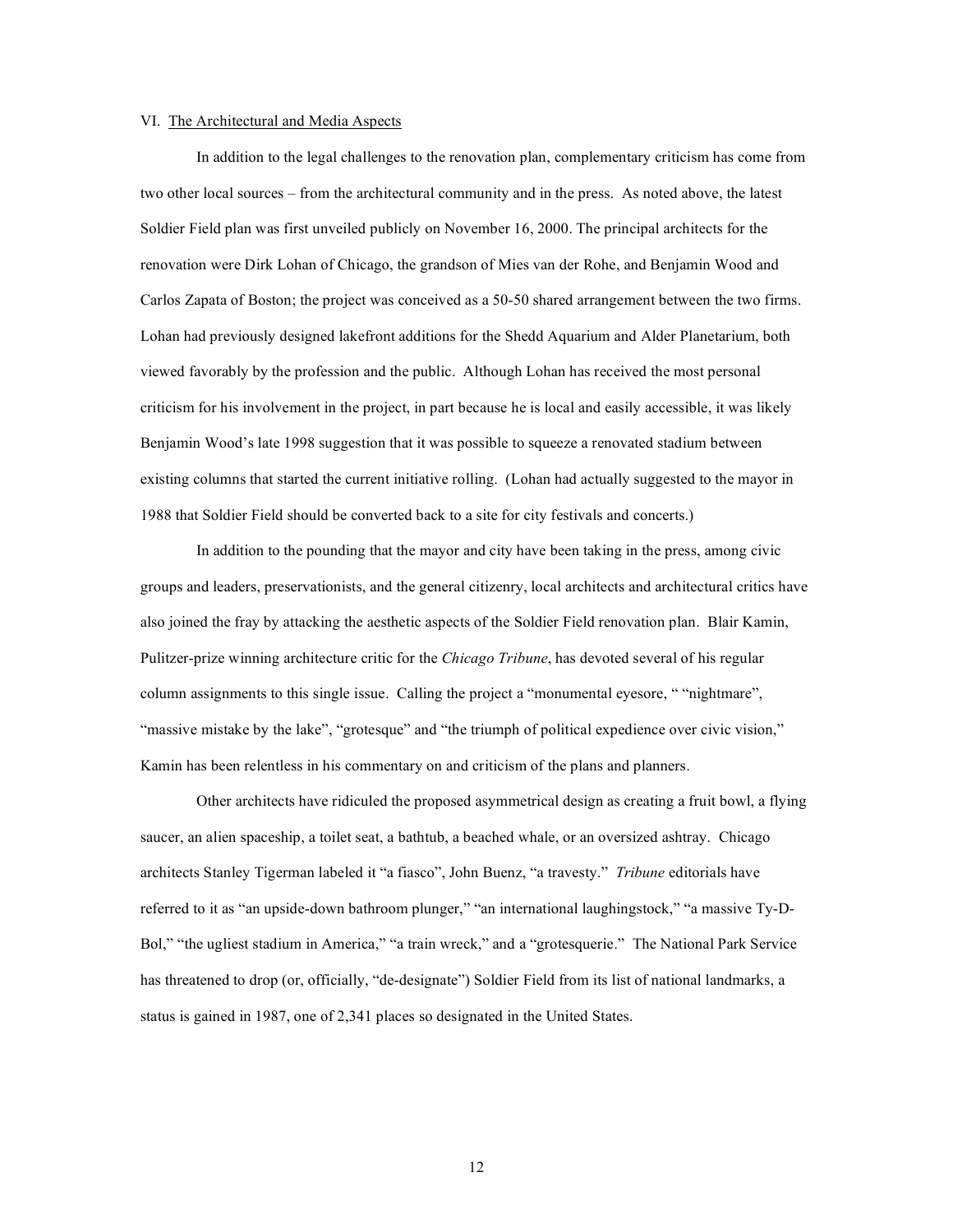## VI. The Architectural and Media Aspects

In addition to the legal challenges to the renovation plan, complementary criticism has come from two other local sources – from the architectural community and in the press. As noted above, the latest Soldier Field plan was first unveiled publicly on November 16, 2000. The principal architects for the renovation were Dirk Lohan of Chicago, the grandson of Mies van der Rohe, and Benjamin Wood and Carlos Zapata of Boston; the project was conceived as a 50-50 shared arrangement between the two firms. Lohan had previously designed lakefront additions for the Shedd Aquarium and Alder Planetarium, both viewed favorably by the profession and the public. Although Lohan has received the most personal criticism for his involvement in the project, in part because he is local and easily accessible, it was likely Benjamin Wood's late 1998 suggestion that it was possible to squeeze a renovated stadium between existing columns that started the current initiative rolling. (Lohan had actually suggested to the mayor in 1988 that Soldier Field should be converted back to a site for city festivals and concerts.)

In addition to the pounding that the mayor and city have been taking in the press, among civic groups and leaders, preservationists, and the general citizenry, local architects and architectural critics have also joined the fray by attacking the aesthetic aspects of the Soldier Field renovation plan. Blair Kamin, Pulitzer-prize winning architecture critic for the *Chicago Tribune*, has devoted several of his regular column assignments to this single issue. Calling the project a "monumental eyesore, " "nightmare", "massive mistake by the lake", "grotesque" and "the triumph of political expedience over civic vision," Kamin has been relentless in his commentary on and criticism of the plans and planners.

Other architects have ridiculed the proposed asymmetrical design as creating a fruit bowl, a flying saucer, an alien spaceship, a toilet seat, a bathtub, a beached whale, or an oversized ashtray. Chicago architects Stanley Tigerman labeled it "a fiasco", John Buenz, "a travesty." *Tribune* editorials have referred to it as "an upside-down bathroom plunger," "an international laughingstock," "a massive Ty-D-Bol," "the ugliest stadium in America," "a train wreck," and a "grotesquerie." The National Park Service has threatened to drop (or, officially, "de-designate") Soldier Field from its list of national landmarks, a status is gained in 1987, one of 2,341 places so designated in the United States.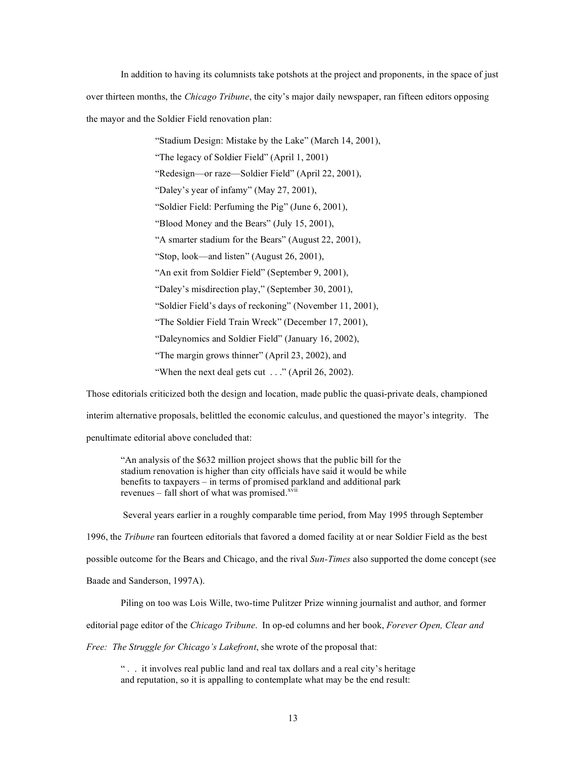In addition to having its columnists take potshots at the project and proponents, in the space of just over thirteen months, the *Chicago Tribune*, the city's major daily newspaper, ran fifteen editors opposing the mayor and the Soldier Field renovation plan:

> "Stadium Design: Mistake by the Lake" (March 14, 2001),
> "The legacy of Soldier Field" (April 1, 2001)
> "Redesign—or raze—Soldier Field" (April 22, 2001),
> "Daley's year of infamy" (May 27, 2001),
> "Soldier Field: Perfuming the Pig" (June 6, 2001),
> "Blood Money and the Bears" (July 15, 2001),
> "A smarter stadium for the Bears" (August 22, 2001),
> "Stop, look—and listen" (August 26, 2001),
> "An exit from Soldier Field" (September 9, 2001),
> "Daley's misdirection play," (September 30, 2001),
> "Soldier Field's days of reckoning" (November 11, 2001),
> "The Soldier Field Train Wreck" (December 17, 2001),
> "Daleynomics and Soldier Field" (January 16, 2002),
> "The margin grows thinner" (April 23, 2002), and
> "When the next deal gets cut . . ." (April 26, 2002).

Those editorials criticized both the design and location, made public the quasi-private deals, championed interim alternative proposals, belittled the economic calculus, and questioned the mayor's integrity. The penultimate editorial above concluded that:

> "An analysis of the $632 million project shows that the public bill for the stadium renovation is higher than city officials have said it would be while benefits to taxpayers – in terms of promised parkland and additional park revenues – fall short of what was promised.[xvii]

Several years earlier in a roughly comparable time period, from May 1995 through September 1996, the *Tribune* ran fourteen editorials that favored a domed facility at or near Soldier Field as the best possible outcome for the Bears and Chicago, and the rival *Sun-Times* also supported the dome concept (see Baade and Sanderson, 1997A).

Piling on too was Lois Wille, two-time Pulitzer Prize winning journalist and author, and former editorial page editor of the *Chicago Tribune*. In op-ed columns and her book, *Forever Open, Clear and Free: The Struggle for Chicago's Lakefront*, she wrote of the proposal that:

> " . . it involves real public land and real tax dollars and a real city's heritage and reputation, so it is appalling to contemplate what may be the end result: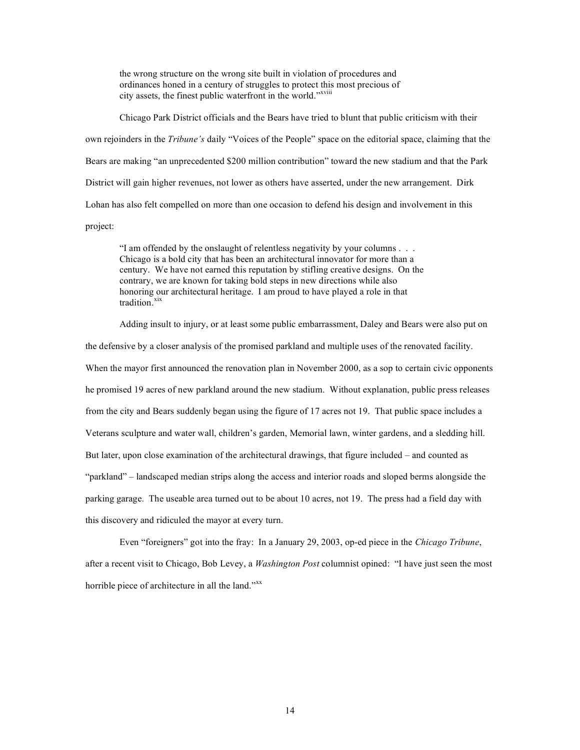> the wrong structure on the wrong site built in violation of procedures and ordinances honed in a century of struggles to protect this most precious of city assets, the finest public waterfront in the world."[xviii]

Chicago Park District officials and the Bears have tried to blunt that public criticism with their own rejoinders in the *Tribune's* daily "Voices of the People" space on the editorial space, claiming that the Bears are making "an unprecedented $200 million contribution" toward the new stadium and that the Park District will gain higher revenues, not lower as others have asserted, under the new arrangement. Dirk Lohan has also felt compelled on more than one occasion to defend his design and involvement in this project:

> "I am offended by the onslaught of relentless negativity by your columns . . . Chicago is a bold city that has been an architectural innovator for more than a century. We have not earned this reputation by stifling creative designs. On the contrary, we are known for taking bold steps in new directions while also honoring our architectural heritage. I am proud to have played a role in that tradition.[xix]

Adding insult to injury, or at least some public embarrassment, Daley and Bears were also put on the defensive by a closer analysis of the promised parkland and multiple uses of the renovated facility. When the mayor first announced the renovation plan in November 2000, as a sop to certain civic opponents he promised 19 acres of new parkland around the new stadium. Without explanation, public press releases from the city and Bears suddenly began using the figure of 17 acres not 19. That public space includes a Veterans sculpture and water wall, children's garden, Memorial lawn, winter gardens, and a sledding hill. But later, upon close examination of the architectural drawings, that figure included – and counted as "parkland" – landscaped median strips along the access and interior roads and sloped berms alongside the parking garage. The useable area turned out to be about 10 acres, not 19. The press had a field day with this discovery and ridiculed the mayor at every turn.

Even "foreigners" got into the fray: In a January 29, 2003, op-ed piece in the *Chicago Tribune*, after a recent visit to Chicago, Bob Levey, a *Washington Post* columnist opined: "I have just seen the most horrible piece of architecture in all the land."[xx]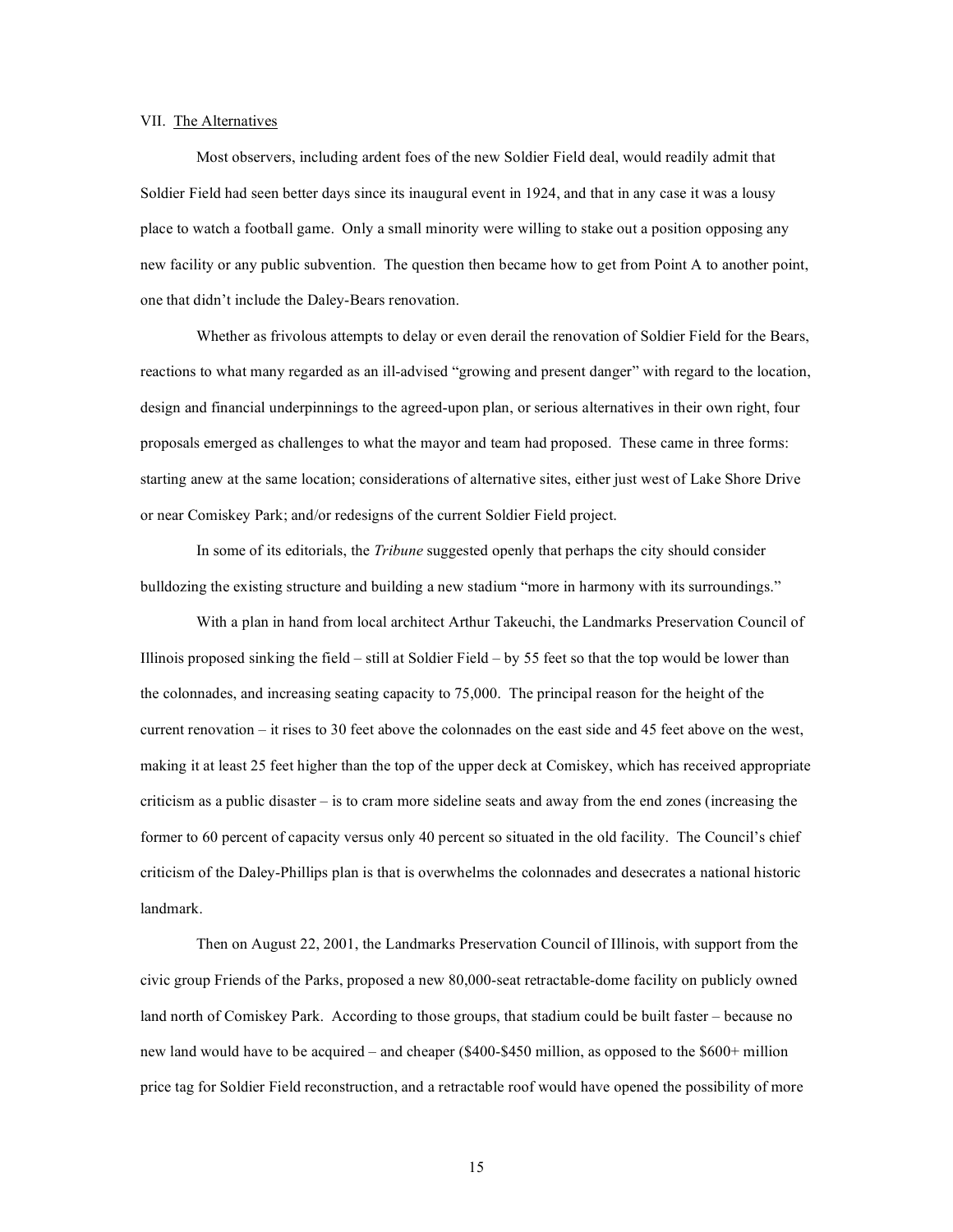VII. The Alternatives

Most observers, including ardent foes of the new Soldier Field deal, would readily admit that Soldier Field had seen better days since its inaugural event in 1924, and that in any case it was a lousy place to watch a football game. Only a small minority were willing to stake out a position opposing any new facility or any public subvention. The question then became how to get from Point A to another point, one that didn't include the Daley-Bears renovation.

Whether as frivolous attempts to delay or even derail the renovation of Soldier Field for the Bears, reactions to what many regarded as an ill-advised "growing and present danger" with regard to the location, design and financial underpinnings to the agreed-upon plan, or serious alternatives in their own right, four proposals emerged as challenges to what the mayor and team had proposed. These came in three forms: starting anew at the same location; considerations of alternative sites, either just west of Lake Shore Drive or near Comiskey Park; and/or redesigns of the current Soldier Field project.

In some of its editorials, the *Tribune* suggested openly that perhaps the city should consider bulldozing the existing structure and building a new stadium "more in harmony with its surroundings."

With a plan in hand from local architect Arthur Takeuchi, the Landmarks Preservation Council of Illinois proposed sinking the field – still at Soldier Field – by 55 feet so that the top would be lower than the colonnades, and increasing seating capacity to 75,000. The principal reason for the height of the current renovation – it rises to 30 feet above the colonnades on the east side and 45 feet above on the west, making it at least 25 feet higher than the top of the upper deck at Comiskey, which has received appropriate criticism as a public disaster – is to cram more sideline seats and away from the end zones (increasing the former to 60 percent of capacity versus only 40 percent so situated in the old facility. The Council's chief criticism of the Daley-Phillips plan is that is overwhelms the colonnades and desecrates a national historic landmark.

Then on August 22, 2001, the Landmarks Preservation Council of Illinois, with support from the civic group Friends of the Parks, proposed a new 80,000-seat retractable-dome facility on publicly owned land north of Comiskey Park. According to those groups, that stadium could be built faster – because no new land would have to be acquired – and cheaper ($400-$450 million, as opposed to the $600+ million price tag for Soldier Field reconstruction, and a retractable roof would have opened the possibility of more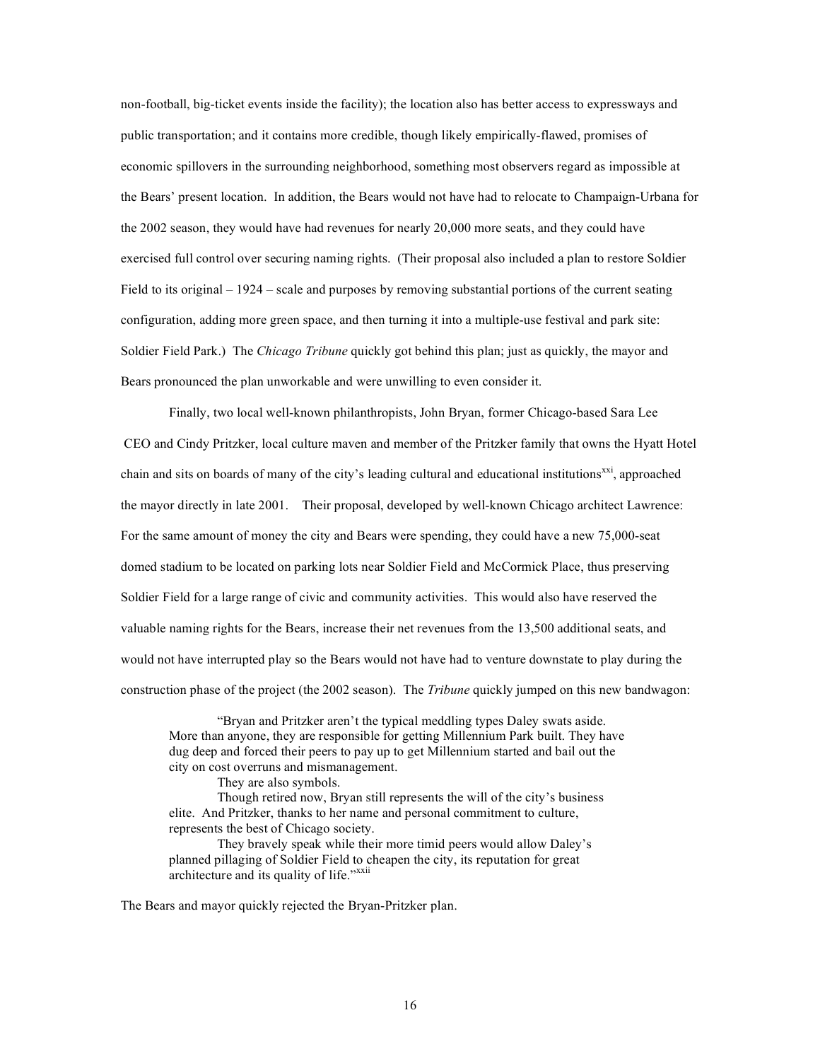non-football, big-ticket events inside the facility); the location also has better access to expressways and public transportation; and it contains more credible, though likely empirically-flawed, promises of economic spillovers in the surrounding neighborhood, something most observers regard as impossible at the Bears' present location. In addition, the Bears would not have had to relocate to Champaign-Urbana for the 2002 season, they would have had revenues for nearly 20,000 more seats, and they could have exercised full control over securing naming rights. (Their proposal also included a plan to restore Soldier Field to its original – 1924 – scale and purposes by removing substantial portions of the current seating configuration, adding more green space, and then turning it into a multiple-use festival and park site: Soldier Field Park.) The *Chicago Tribune* quickly got behind this plan; just as quickly, the mayor and Bears pronounced the plan unworkable and were unwilling to even consider it.

Finally, two local well-known philanthropists, John Bryan, former Chicago-based Sara Lee CEO and Cindy Pritzker, local culture maven and member of the Pritzker family that owns the Hyatt Hotel chain and sits on boards of many of the city's leading cultural and educational institutions[xxi], approached the mayor directly in late 2001. Their proposal, developed by well-known Chicago architect Lawrence: For the same amount of money the city and Bears were spending, they could have a new 75,000-seat domed stadium to be located on parking lots near Soldier Field and McCormick Place, thus preserving Soldier Field for a large range of civic and community activities. This would also have reserved the valuable naming rights for the Bears, increase their net revenues from the 13,500 additional seats, and would not have interrupted play so the Bears would not have had to venture downstate to play during the construction phase of the project (the 2002 season). The *Tribune* quickly jumped on this new bandwagon:

> "Bryan and Pritzker aren't the typical meddling types Daley swats aside. More than anyone, they are responsible for getting Millennium Park built. They have dug deep and forced their peers to pay up to get Millennium started and bail out the city on cost overruns and mismanagement.
>
> They are also symbols.
>
> Though retired now, Bryan still represents the will of the city's business elite. And Pritzker, thanks to her name and personal commitment to culture, represents the best of Chicago society.
>
> They bravely speak while their more timid peers would allow Daley's planned pillaging of Soldier Field to cheapen the city, its reputation for great architecture and its quality of life."[xxii]

The Bears and mayor quickly rejected the Bryan-Pritzker plan.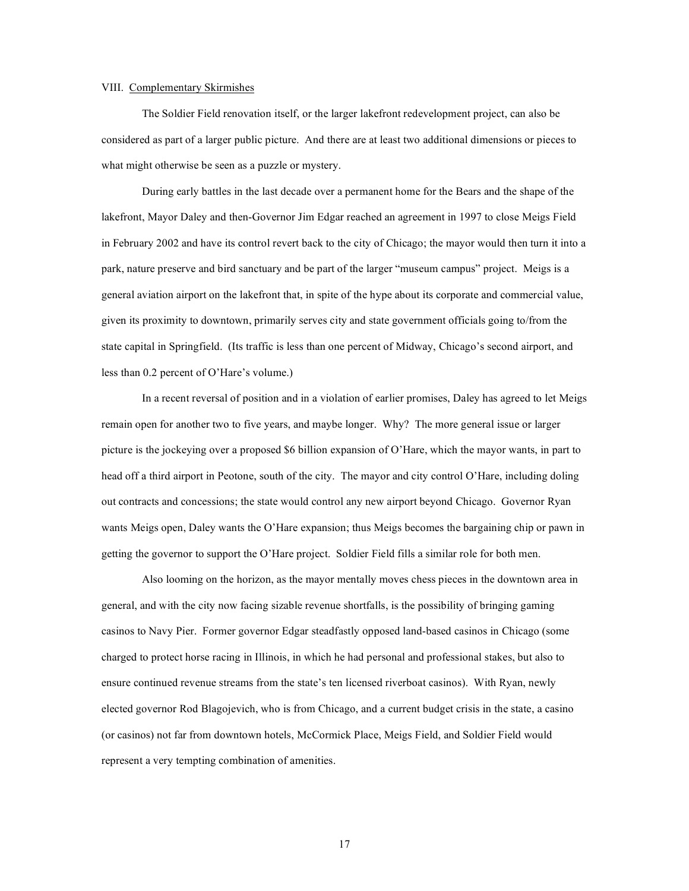## VIII. Complementary Skirmishes

The Soldier Field renovation itself, or the larger lakefront redevelopment project, can also be considered as part of a larger public picture. And there are at least two additional dimensions or pieces to what might otherwise be seen as a puzzle or mystery.

During early battles in the last decade over a permanent home for the Bears and the shape of the lakefront, Mayor Daley and then-Governor Jim Edgar reached an agreement in 1997 to close Meigs Field in February 2002 and have its control revert back to the city of Chicago; the mayor would then turn it into a park, nature preserve and bird sanctuary and be part of the larger "museum campus" project. Meigs is a general aviation airport on the lakefront that, in spite of the hype about its corporate and commercial value, given its proximity to downtown, primarily serves city and state government officials going to/from the state capital in Springfield. (Its traffic is less than one percent of Midway, Chicago's second airport, and less than 0.2 percent of O'Hare's volume.)

In a recent reversal of position and in a violation of earlier promises, Daley has agreed to let Meigs remain open for another two to five years, and maybe longer. Why? The more general issue or larger picture is the jockeying over a proposed $6 billion expansion of O'Hare, which the mayor wants, in part to head off a third airport in Peotone, south of the city. The mayor and city control O'Hare, including doling out contracts and concessions; the state would control any new airport beyond Chicago. Governor Ryan wants Meigs open, Daley wants the O'Hare expansion; thus Meigs becomes the bargaining chip or pawn in getting the governor to support the O'Hare project. Soldier Field fills a similar role for both men.

Also looming on the horizon, as the mayor mentally moves chess pieces in the downtown area in general, and with the city now facing sizable revenue shortfalls, is the possibility of bringing gaming casinos to Navy Pier. Former governor Edgar steadfastly opposed land-based casinos in Chicago (some charged to protect horse racing in Illinois, in which he had personal and professional stakes, but also to ensure continued revenue streams from the state's ten licensed riverboat casinos). With Ryan, newly elected governor Rod Blagojevich, who is from Chicago, and a current budget crisis in the state, a casino (or casinos) not far from downtown hotels, McCormick Place, Meigs Field, and Soldier Field would represent a very tempting combination of amenities.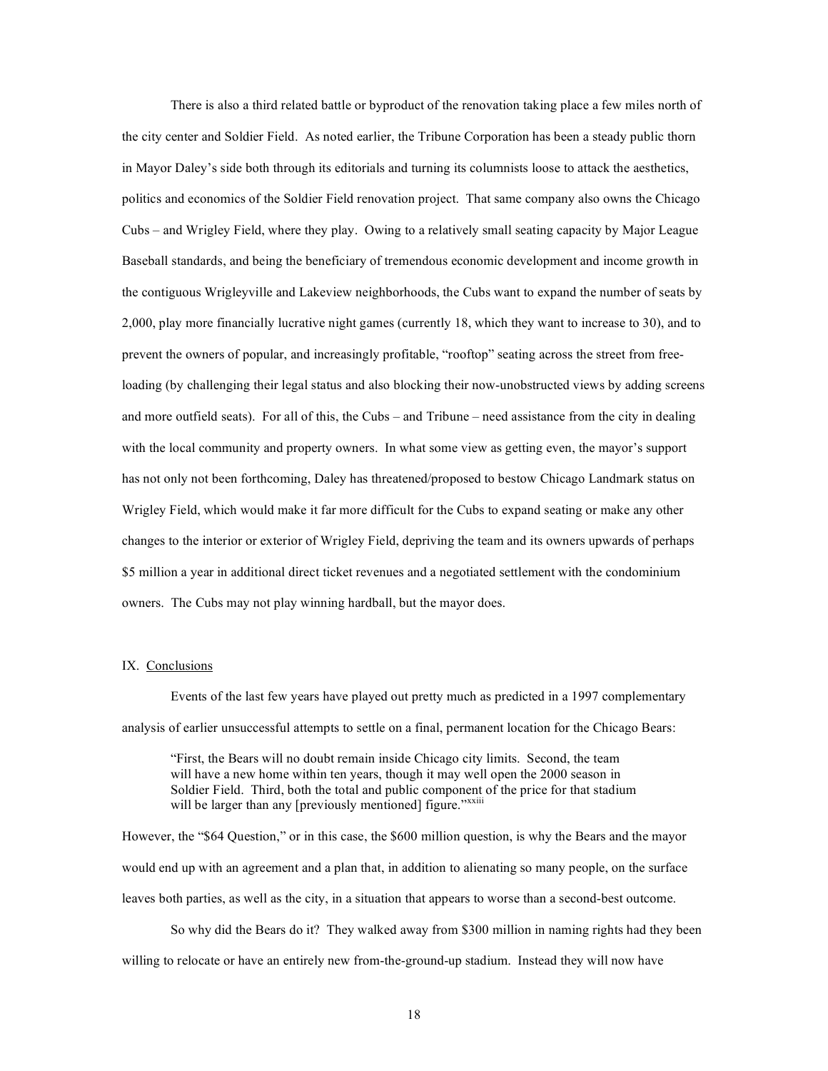There is also a third related battle or byproduct of the renovation taking place a few miles north of the city center and Soldier Field. As noted earlier, the Tribune Corporation has been a steady public thorn in Mayor Daley's side both through its editorials and turning its columnists loose to attack the aesthetics, politics and economics of the Soldier Field renovation project. That same company also owns the Chicago Cubs – and Wrigley Field, where they play. Owing to a relatively small seating capacity by Major League Baseball standards, and being the beneficiary of tremendous economic development and income growth in the contiguous Wrigleyville and Lakeview neighborhoods, the Cubs want to expand the number of seats by 2,000, play more financially lucrative night games (currently 18, which they want to increase to 30), and to prevent the owners of popular, and increasingly profitable, "rooftop" seating across the street from free-loading (by challenging their legal status and also blocking their now-unobstructed views by adding screens and more outfield seats). For all of this, the Cubs – and Tribune – need assistance from the city in dealing with the local community and property owners. In what some view as getting even, the mayor's support has not only not been forthcoming, Daley has threatened/proposed to bestow Chicago Landmark status on Wrigley Field, which would make it far more difficult for the Cubs to expand seating or make any other changes to the interior or exterior of Wrigley Field, depriving the team and its owners upwards of perhaps $5 million a year in additional direct ticket revenues and a negotiated settlement with the condominium owners. The Cubs may not play winning hardball, but the mayor does.

## IX. Conclusions

Events of the last few years have played out pretty much as predicted in a 1997 complementary analysis of earlier unsuccessful attempts to settle on a final, permanent location for the Chicago Bears:

> "First, the Bears will no doubt remain inside Chicago city limits. Second, the team will have a new home within ten years, though it may well open the 2000 season in Soldier Field. Third, both the total and public component of the price for that stadium will be larger than any [previously mentioned] figure."[xxiii]

However, the "$64 Question," or in this case, the $600 million question, is why the Bears and the mayor would end up with an agreement and a plan that, in addition to alienating so many people, on the surface leaves both parties, as well as the city, in a situation that appears to worse than a second-best outcome.

So why did the Bears do it? They walked away from $300 million in naming rights had they been willing to relocate or have an entirely new from-the-ground-up stadium. Instead they will now have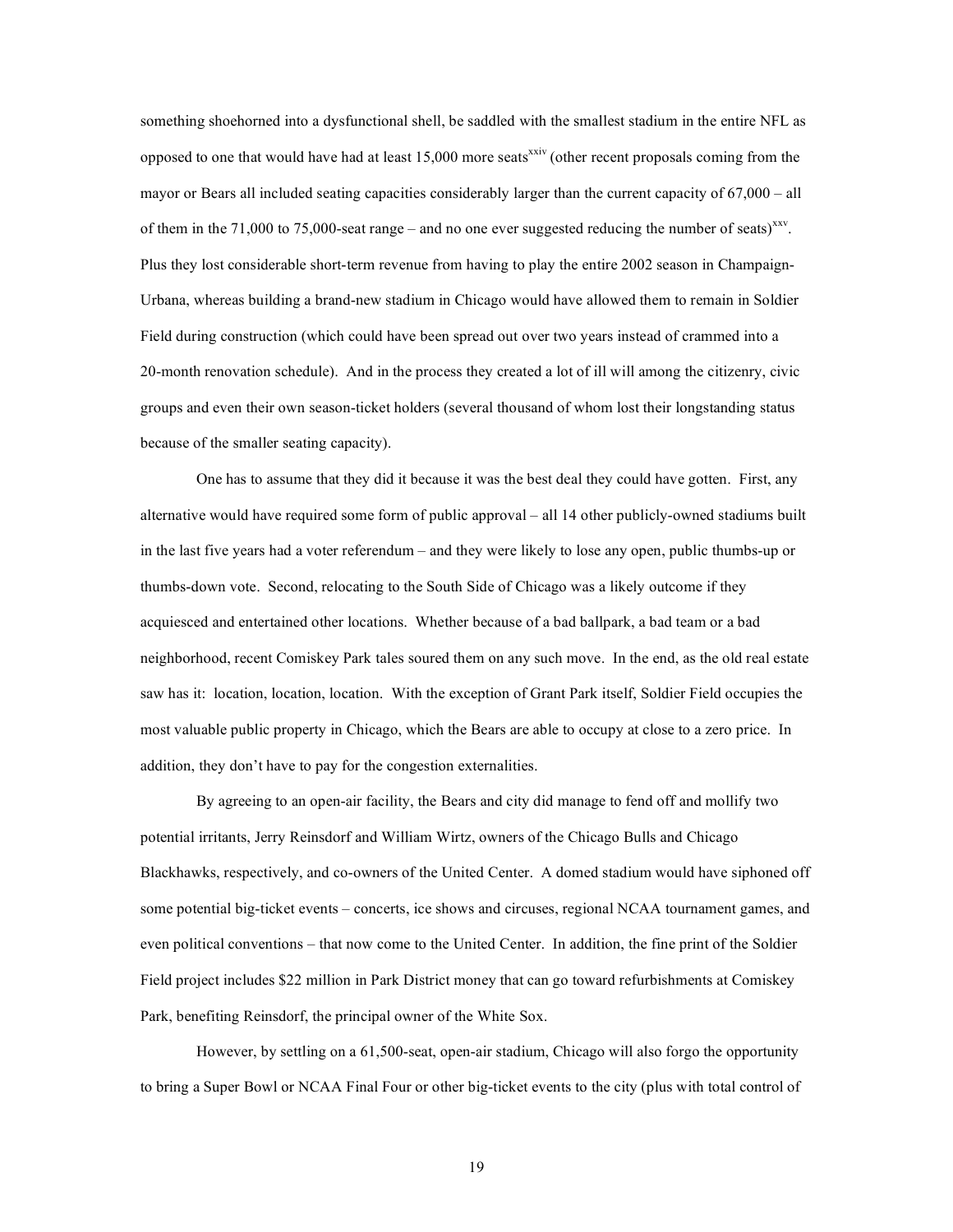something shoehorned into a dysfunctional shell, be saddled with the smallest stadium in the entire NFL as opposed to one that would have had at least 15,000 more seats[xxiv] (other recent proposals coming from the mayor or Bears all included seating capacities considerably larger than the current capacity of 67,000 – all of them in the 71,000 to 75,000-seat range – and no one ever suggested reducing the number of seats)[xxv]. Plus they lost considerable short-term revenue from having to play the entire 2002 season in Champaign-Urbana, whereas building a brand-new stadium in Chicago would have allowed them to remain in Soldier Field during construction (which could have been spread out over two years instead of crammed into a 20-month renovation schedule). And in the process they created a lot of ill will among the citizenry, civic groups and even their own season-ticket holders (several thousand of whom lost their longstanding status because of the smaller seating capacity).

One has to assume that they did it because it was the best deal they could have gotten. First, any alternative would have required some form of public approval – all 14 other publicly-owned stadiums built in the last five years had a voter referendum – and they were likely to lose any open, public thumbs-up or thumbs-down vote. Second, relocating to the South Side of Chicago was a likely outcome if they acquiesced and entertained other locations. Whether because of a bad ballpark, a bad team or a bad neighborhood, recent Comiskey Park tales soured them on any such move. In the end, as the old real estate saw has it: location, location, location. With the exception of Grant Park itself, Soldier Field occupies the most valuable public property in Chicago, which the Bears are able to occupy at close to a zero price. In addition, they don't have to pay for the congestion externalities.

By agreeing to an open-air facility, the Bears and city did manage to fend off and mollify two potential irritants, Jerry Reinsdorf and William Wirtz, owners of the Chicago Bulls and Chicago Blackhawks, respectively, and co-owners of the United Center. A domed stadium would have siphoned off some potential big-ticket events – concerts, ice shows and circuses, regional NCAA tournament games, and even political conventions – that now come to the United Center. In addition, the fine print of the Soldier Field project includes $22 million in Park District money that can go toward refurbishments at Comiskey Park, benefiting Reinsdorf, the principal owner of the White Sox.

However, by settling on a 61,500-seat, open-air stadium, Chicago will also forgo the opportunity to bring a Super Bowl or NCAA Final Four or other big-ticket events to the city (plus with total control of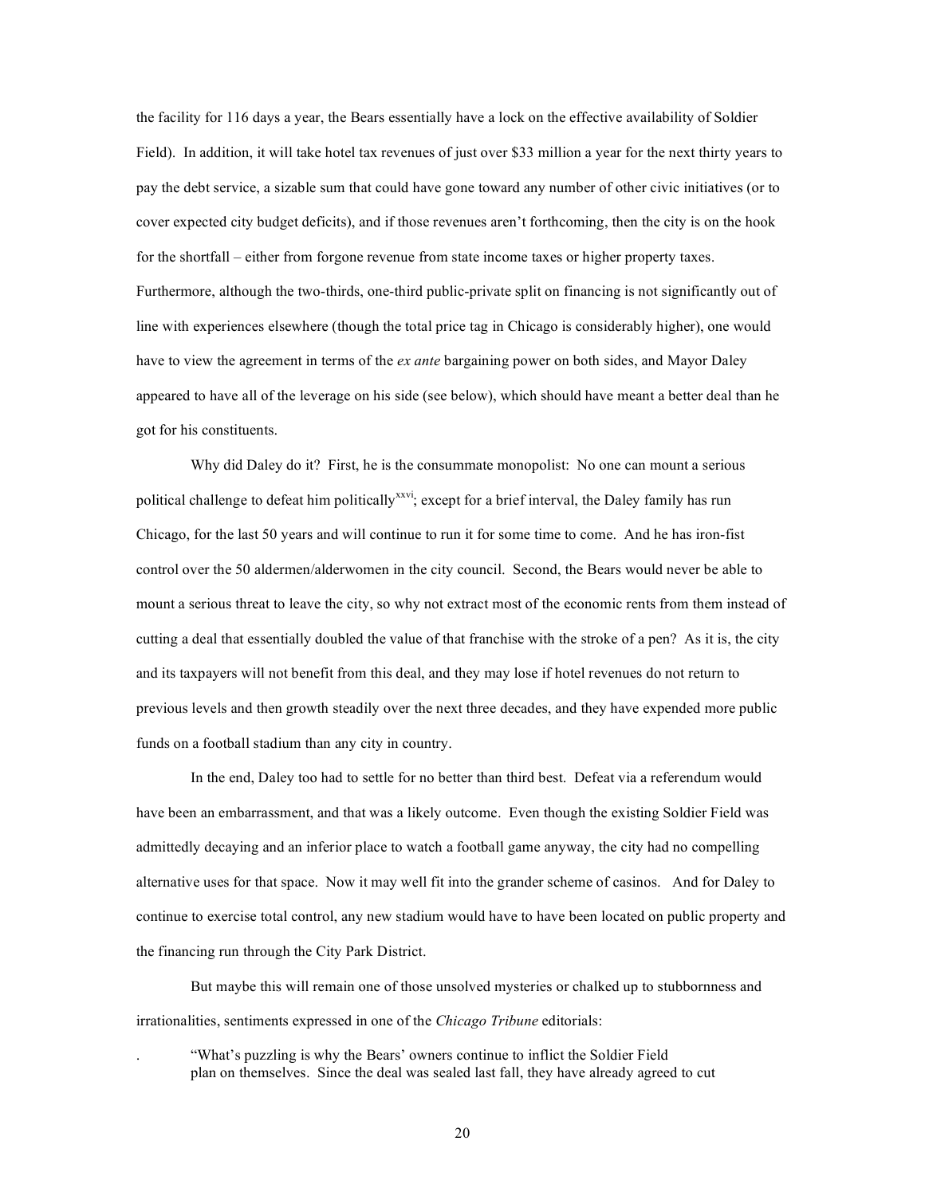the facility for 116 days a year, the Bears essentially have a lock on the effective availability of Soldier Field). In addition, it will take hotel tax revenues of just over $33 million a year for the next thirty years to pay the debt service, a sizable sum that could have gone toward any number of other civic initiatives (or to cover expected city budget deficits), and if those revenues aren't forthcoming, then the city is on the hook for the shortfall – either from forgone revenue from state income taxes or higher property taxes. Furthermore, although the two-thirds, one-third public-private split on financing is not significantly out of line with experiences elsewhere (though the total price tag in Chicago is considerably higher), one would have to view the agreement in terms of the *ex ante* bargaining power on both sides, and Mayor Daley appeared to have all of the leverage on his side (see below), which should have meant a better deal than he got for his constituents.

Why did Daley do it? First, he is the consummate monopolist: No one can mount a serious political challenge to defeat him politically[xxvi]; except for a brief interval, the Daley family has run Chicago, for the last 50 years and will continue to run it for some time to come. And he has iron-fist control over the 50 aldermen/alderwomen in the city council. Second, the Bears would never be able to mount a serious threat to leave the city, so why not extract most of the economic rents from them instead of cutting a deal that essentially doubled the value of that franchise with the stroke of a pen? As it is, the city and its taxpayers will not benefit from this deal, and they may lose if hotel revenues do not return to previous levels and then growth steadily over the next three decades, and they have expended more public funds on a football stadium than any city in country.

In the end, Daley too had to settle for no better than third best. Defeat via a referendum would have been an embarrassment, and that was a likely outcome. Even though the existing Soldier Field was admittedly decaying and an inferior place to watch a football game anyway, the city had no compelling alternative uses for that space. Now it may well fit into the grander scheme of casinos. And for Daley to continue to exercise total control, any new stadium would have to have been located on public property and the financing run through the City Park District.

But maybe this will remain one of those unsolved mysteries or chalked up to stubbornness and irrationalities, sentiments expressed in one of the *Chicago Tribune* editorials:

> "What's puzzling is why the Bears' owners continue to inflict the Soldier Field plan on themselves. Since the deal was sealed last fall, they have already agreed to cut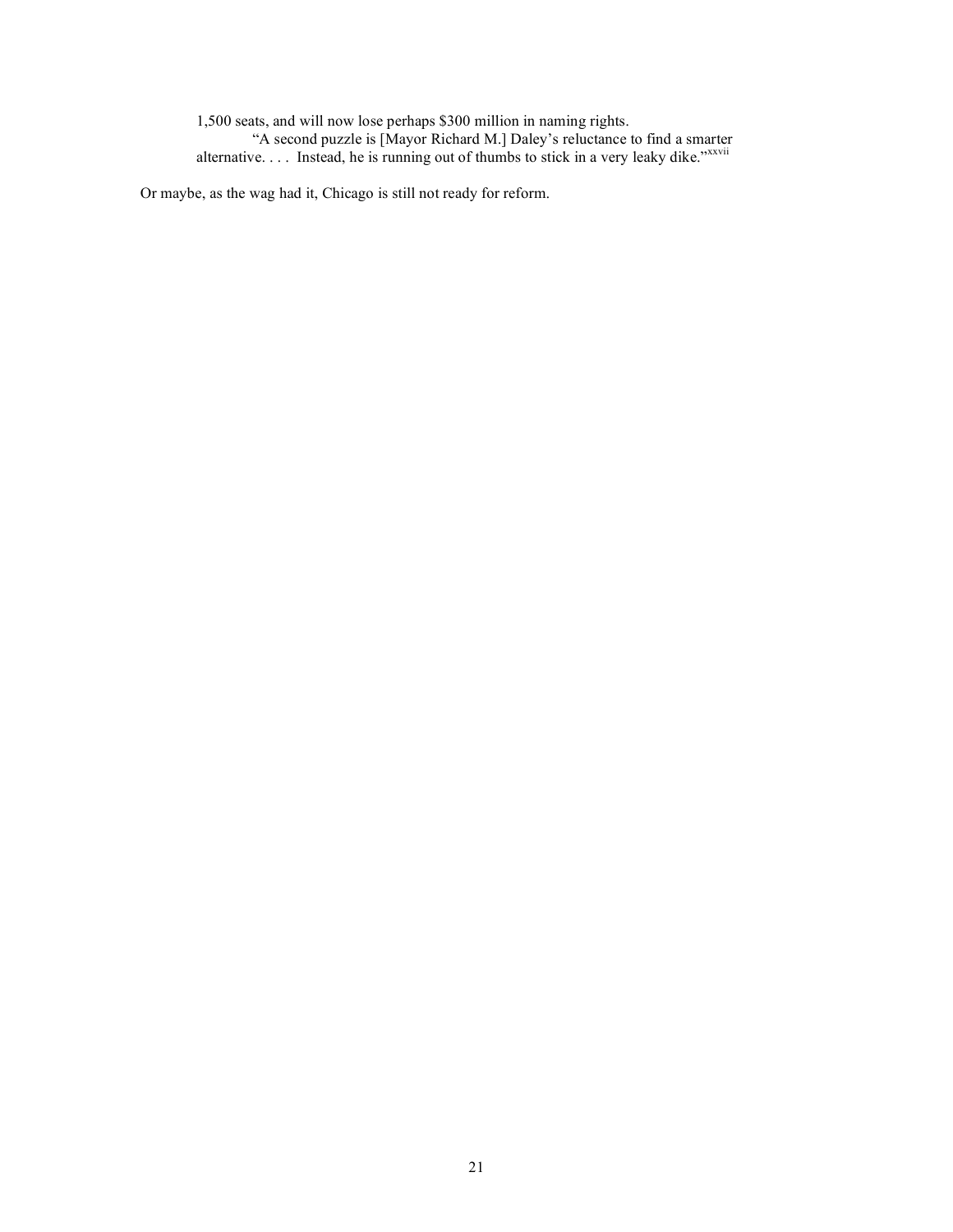> 1,500 seats, and will now lose perhaps $300 million in naming rights.
>
> "A second puzzle is [Mayor Richard M.] Daley's reluctance to find a smarter alternative. . . . Instead, he is running out of thumbs to stick in a very leaky dike."[xxvii]

Or maybe, as the wag had it, Chicago is still not ready for reform.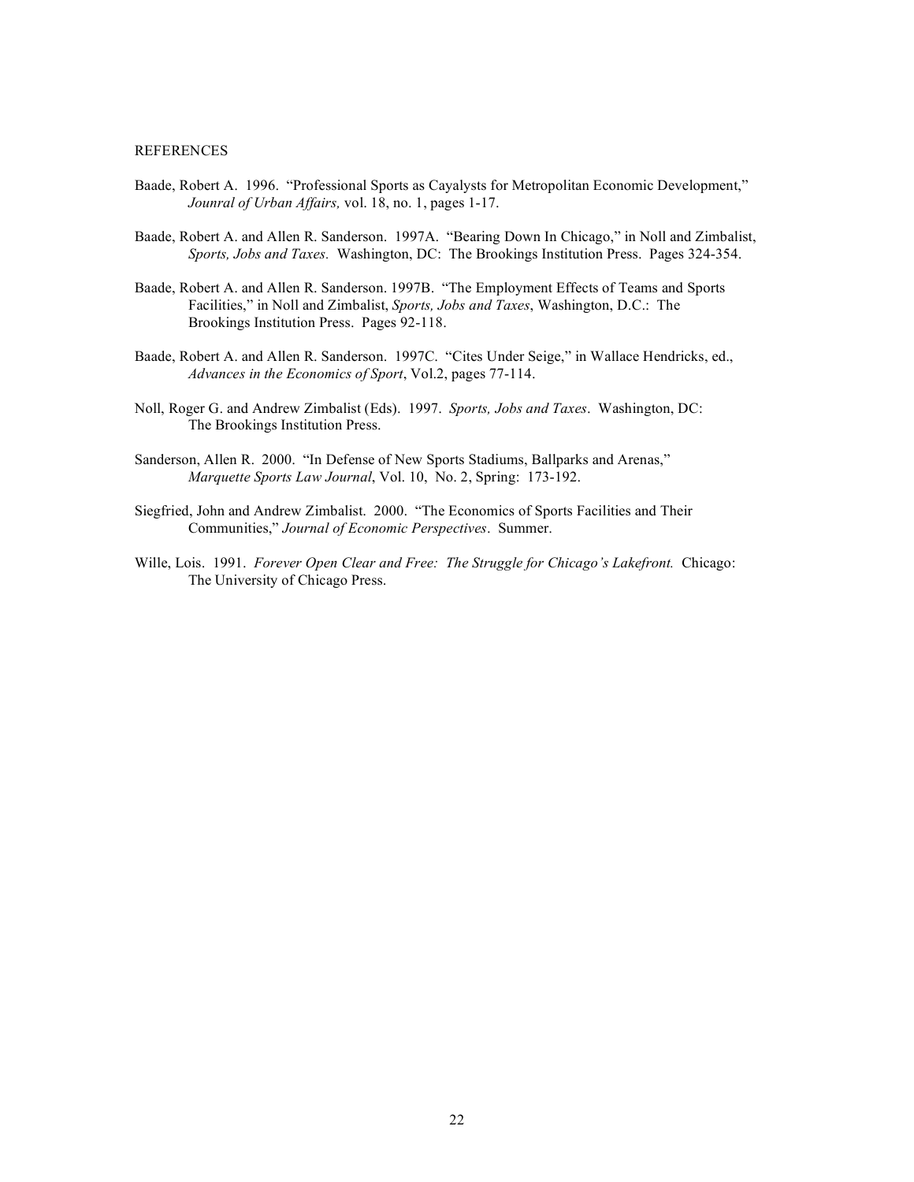REFERENCES

Baade, Robert A. 1996. "Professional Sports as Cayalysts for Metropolitan Economic Development," *Jounral of Urban Affairs,* vol. 18, no. 1, pages 1-17.

Baade, Robert A. and Allen R. Sanderson. 1997A. "Bearing Down In Chicago," in Noll and Zimbalist, *Sports, Jobs and Taxes.* Washington, DC: The Brookings Institution Press. Pages 324-354.

Baade, Robert A. and Allen R. Sanderson. 1997B. "The Employment Effects of Teams and Sports Facilities," in Noll and Zimbalist, *Sports, Jobs and Taxes*, Washington, D.C.: The Brookings Institution Press. Pages 92-118.

Baade, Robert A. and Allen R. Sanderson. 1997C. "Cites Under Seige," in Wallace Hendricks, ed., *Advances in the Economics of Sport*, Vol.2, pages 77-114.

Noll, Roger G. and Andrew Zimbalist (Eds). 1997. *Sports, Jobs and Taxes*. Washington, DC: The Brookings Institution Press.

Sanderson, Allen R. 2000. "In Defense of New Sports Stadiums, Ballparks and Arenas," *Marquette Sports Law Journal*, Vol. 10, No. 2, Spring: 173-192.

Siegfried, John and Andrew Zimbalist. 2000. "The Economics of Sports Facilities and Their Communities," *Journal of Economic Perspectives*. Summer.

Wille, Lois. 1991. *Forever Open Clear and Free: The Struggle for Chicago's Lakefront.* Chicago: The University of Chicago Press.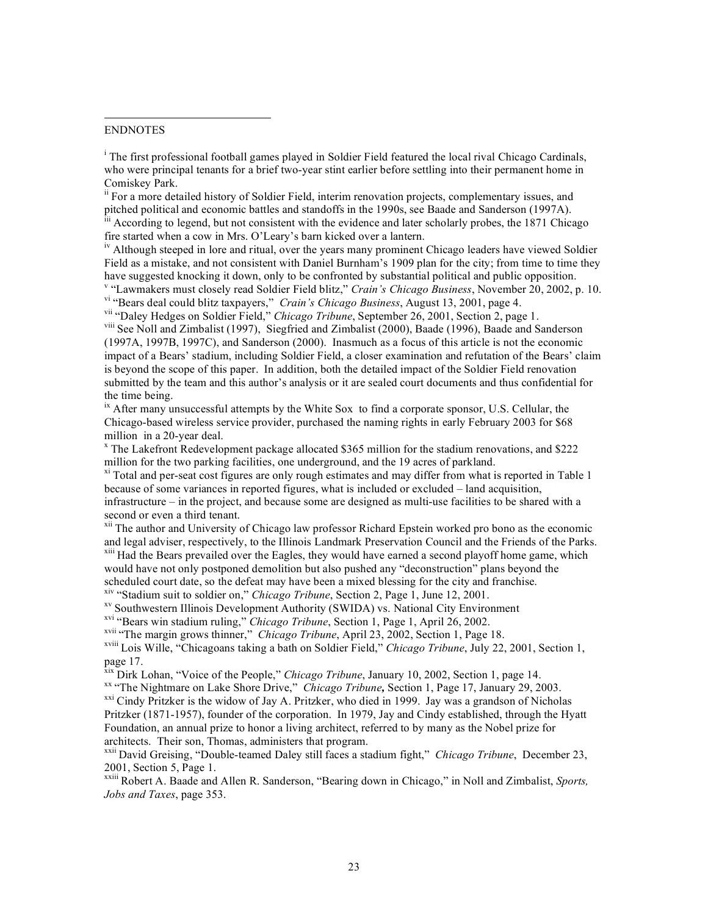ENDNOTES

[i] The first professional football games played in Soldier Field featured the local rival Chicago Cardinals, who were principal tenants for a brief two-year stint earlier before settling into their permanent home in Comiskey Park.

[ii] For a more detailed history of Soldier Field, interim renovation projects, complementary issues, and pitched political and economic battles and standoffs in the 1990s, see Baade and Sanderson (1997A).

[iii] According to legend, but not consistent with the evidence and later scholarly probes, the 1871 Chicago fire started when a cow in Mrs. O'Leary's barn kicked over a lantern.

[iv] Although steeped in lore and ritual, over the years many prominent Chicago leaders have viewed Soldier Field as a mistake, and not consistent with Daniel Burnham's 1909 plan for the city; from time to time they have suggested knocking it down, only to be confronted by substantial political and public opposition.

[v] "Lawmakers must closely read Soldier Field blitz," *Crain's Chicago Business*, November 20, 2002, p. 10.

[vi] "Bears deal could blitz taxpayers," *Crain's Chicago Business*, August 13, 2001, page 4.

[vii] "Daley Hedges on Soldier Field," *Chicago Tribune*, September 26, 2001, Section 2, page 1.

[viii] See Noll and Zimbalist (1997), Siegfried and Zimbalist (2000), Baade (1996), Baade and Sanderson (1997A, 1997B, 1997C), and Sanderson (2000). Inasmuch as a focus of this article is not the economic impact of a Bears' stadium, including Soldier Field, a closer examination and refutation of the Bears' claim is beyond the scope of this paper. In addition, both the detailed impact of the Soldier Field renovation submitted by the team and this author's analysis or it are sealed court documents and thus confidential for the time being.

[ix] After many unsuccessful attempts by the White Sox to find a corporate sponsor, U.S. Cellular, the Chicago-based wireless service provider, purchased the naming rights in early February 2003 for $68 million in a 20-year deal.

[x] The Lakefront Redevelopment package allocated $365 million for the stadium renovations, and $222 million for the two parking facilities, one underground, and the 19 acres of parkland.

[xi] Total and per-seat cost figures are only rough estimates and may differ from what is reported in Table 1 because of some variances in reported figures, what is included or excluded – land acquisition, infrastructure – in the project, and because some are designed as multi-use facilities to be shared with a second or even a third tenant.

[xii] The author and University of Chicago law professor Richard Epstein worked pro bono as the economic and legal adviser, respectively, to the Illinois Landmark Preservation Council and the Friends of the Parks.

[xiii] Had the Bears prevailed over the Eagles, they would have earned a second playoff home game, which would have not only postponed demolition but also pushed any "deconstruction" plans beyond the scheduled court date, so the defeat may have been a mixed blessing for the city and franchise.

[xiv] "Stadium suit to soldier on," *Chicago Tribune*, Section 2, Page 1, June 12, 2001.

[xv] Southwestern Illinois Development Authority (SWIDA) vs. National City Environment

[xvi] "Bears win stadium ruling," *Chicago Tribune*, Section 1, Page 1, April 26, 2002.

[xvii] "The margin grows thinner," *Chicago Tribune*, April 23, 2002, Section 1, Page 18.

[xviii] Lois Wille, "Chicagoans taking a bath on Soldier Field," *Chicago Tribune*, July 22, 2001, Section 1, page 17.

[xix] Dirk Lohan, "Voice of the People," *Chicago Tribune*, January 10, 2002, Section 1, page 14.

[xx] "The Nightmare on Lake Shore Drive," *Chicago Tribune*, Section 1, Page 17, January 29, 2003.

[xxi] Cindy Pritzker is the widow of Jay A. Pritzker, who died in 1999. Jay was a grandson of Nicholas Pritzker (1871-1957), founder of the corporation. In 1979, Jay and Cindy established, through the Hyatt Foundation, an annual prize to honor a living architect, referred to by many as the Nobel prize for architects. Their son, Thomas, administers that program.

[xxii] David Greising, "Double-teamed Daley still faces a stadium fight," *Chicago Tribune*, December 23, 2001, Section 5, Page 1.

[xxiii] Robert A. Baade and Allen R. Sanderson, "Bearing down in Chicago," in Noll and Zimbalist, *Sports, Jobs and Taxes*, page 353.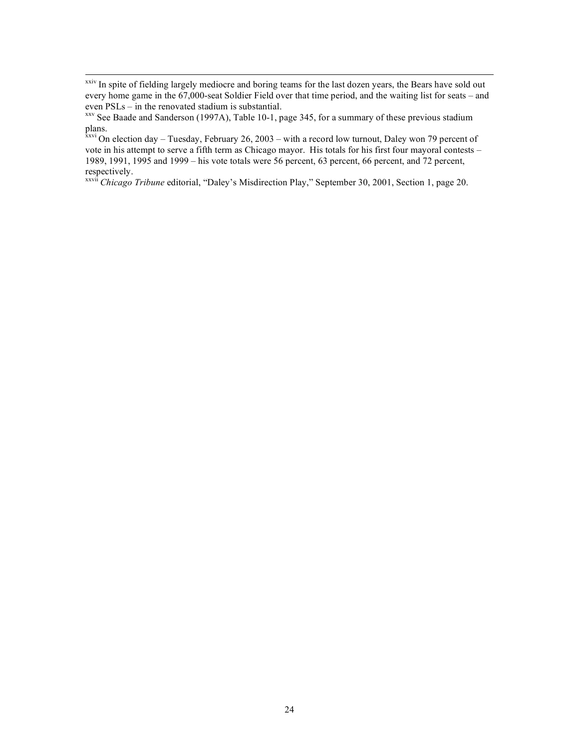[xxiv] In spite of fielding largely mediocre and boring teams for the last dozen years, the Bears have sold out every home game in the 67,000-seat Soldier Field over that time period, and the waiting list for seats – and even PSLs – in the renovated stadium is substantial.

[xxv] See Baade and Sanderson (1997A), Table 10-1, page 345, for a summary of these previous stadium plans.

[xxvi] On election day – Tuesday, February 26, 2003 – with a record low turnout, Daley won 79 percent of vote in his attempt to serve a fifth term as Chicago mayor. His totals for his first four mayoral contests – 1989, 1991, 1995 and 1999 – his vote totals were 56 percent, 63 percent, 66 percent, and 72 percent, respectively.

[xxvii] *Chicago Tribune* editorial, "Daley's Misdirection Play," September 30, 2001, Section 1, page 20.